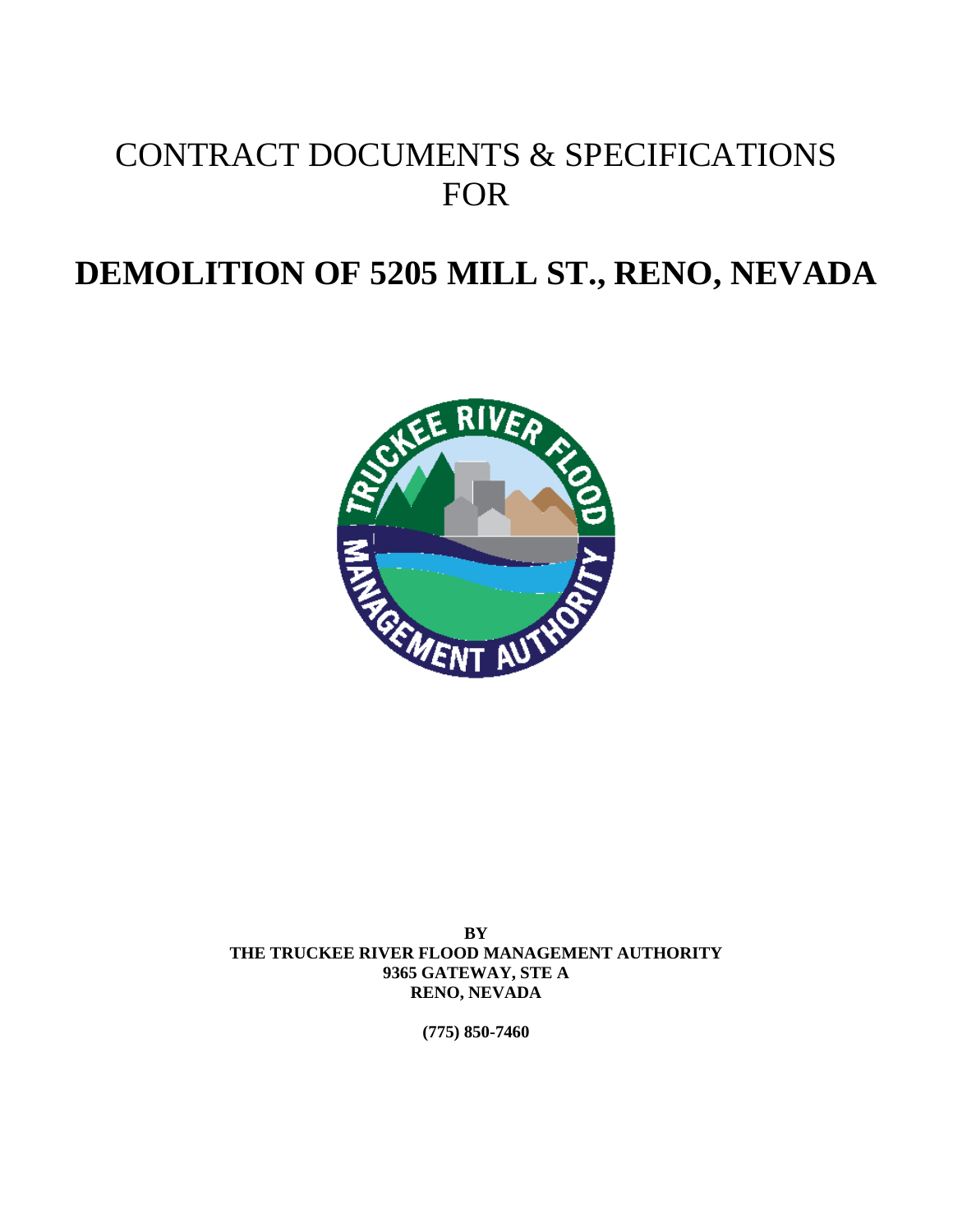# CONTRACT DOCUMENTS & SPECIFICATIONS FOR

# DEMOLITION OF 5205 MILL ST., RENO, NEVADA

**BY**
**THE TRUCKEE RIVER FLOOD MANAGEMENT AUTHORITY**
**9365 GATEWAY, STE A**
**RENO, NEVADA**

**(775) 850-7460**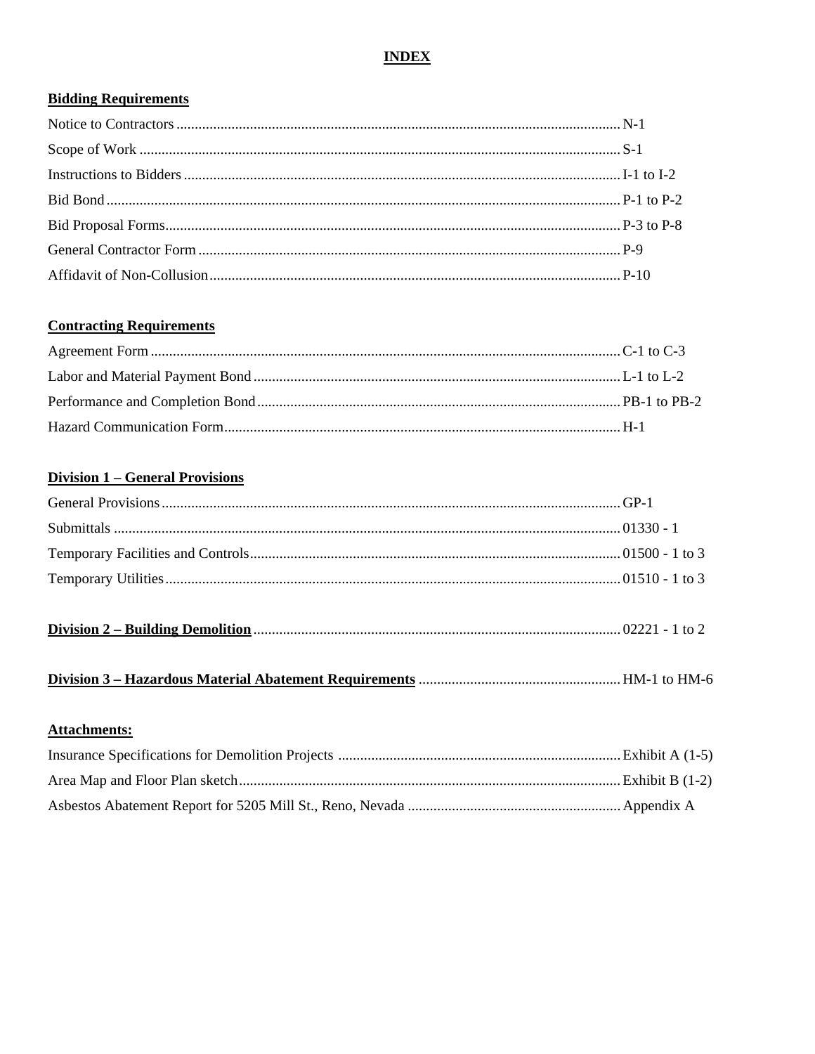# INDEX

**Bidding Requirements**

| | |
|---|---|
| Notice to Contractors | N-1 |
| Scope of Work | S-1 |
| Instructions to Bidders | I-1 to I-2 |
| Bid Bond | P-1 to P-2 |
| Bid Proposal Forms | P-3 to P-8 |
| General Contractor Form | P-9 |
| Affidavit of Non-Collusion | P-10 |

**Contracting Requirements**

| | |
|---|---|
| Agreement Form | C-1 to C-3 |
| Labor and Material Payment Bond | L-1 to L-2 |
| Performance and Completion Bond | PB-1 to PB-2 |
| Hazard Communication Form | H-1 |

**Division 1 – General Provisions**

| | |
|---|---|
| General Provisions | GP-1 |
| Submittals | 01330 - 1 |
| Temporary Facilities and Controls | 01500 - 1 to 3 |
| Temporary Utilities | 01510 - 1 to 3 |

| | |
|---|---|
| **Division 2 – Building Demolition** | 02221 - 1 to 2 |

| | |
|---|---|
| **Division 3 – Hazardous Material Abatement Requirements** | HM-1 to HM-6 |

**Attachments:**

| | |
|---|---|
| Insurance Specifications for Demolition Projects | Exhibit A (1-5) |
| Area Map and Floor Plan sketch | Exhibit B (1-2) |
| Asbestos Abatement Report for 5205 Mill St., Reno, Nevada | Appendix A |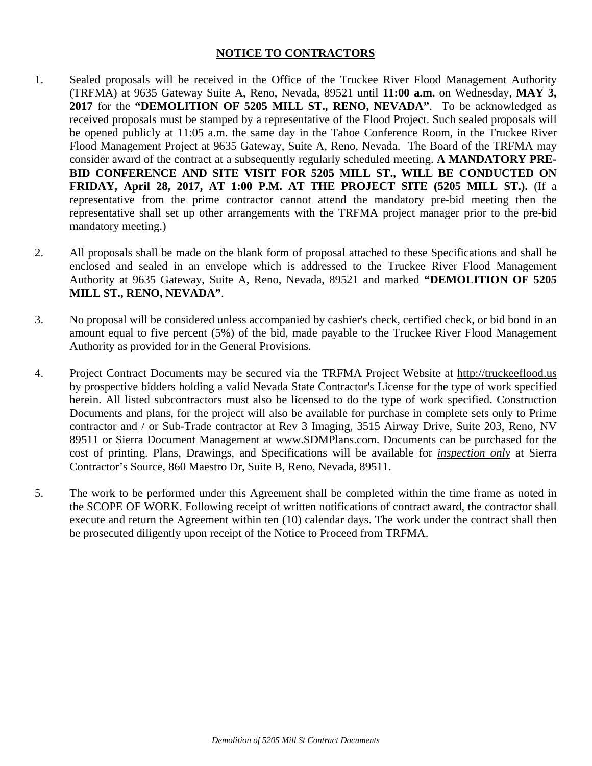## NOTICE TO CONTRACTORS

1. Sealed proposals will be received in the Office of the Truckee River Flood Management Authority (TRFMA) at 9635 Gateway Suite A, Reno, Nevada, 89521 until **11:00 a.m.** on Wednesday, **MAY 3, 2017** for the **"DEMOLITION OF 5205 MILL ST., RENO, NEVADA"**. To be acknowledged as received proposals must be stamped by a representative of the Flood Project. Such sealed proposals will be opened publicly at 11:05 a.m. the same day in the Tahoe Conference Room, in the Truckee River Flood Management Project at 9635 Gateway, Suite A, Reno, Nevada. The Board of the TRFMA may consider award of the contract at a subsequently regularly scheduled meeting. **A MANDATORY PRE-BID CONFERENCE AND SITE VISIT FOR 5205 MILL ST., WILL BE CONDUCTED ON FRIDAY, April 28, 2017, AT 1:00 P.M. AT THE PROJECT SITE (5205 MILL ST.).** (If a representative from the prime contractor cannot attend the mandatory pre-bid meeting then the representative shall set up other arrangements with the TRFMA project manager prior to the pre-bid mandatory meeting.)

2. All proposals shall be made on the blank form of proposal attached to these Specifications and shall be enclosed and sealed in an envelope which is addressed to the Truckee River Flood Management Authority at 9635 Gateway, Suite A, Reno, Nevada, 89521 and marked **"DEMOLITION OF 5205 MILL ST., RENO, NEVADA"**.

3. No proposal will be considered unless accompanied by cashier's check, certified check, or bid bond in an amount equal to five percent (5%) of the bid, made payable to the Truckee River Flood Management Authority as provided for in the General Provisions.

4. Project Contract Documents may be secured via the TRFMA Project Website at http://truckeeflood.us by prospective bidders holding a valid Nevada State Contractor's License for the type of work specified herein. All listed subcontractors must also be licensed to do the type of work specified. Construction Documents and plans, for the project will also be available for purchase in complete sets only to Prime contractor and / or Sub-Trade contractor at Rev 3 Imaging, 3515 Airway Drive, Suite 203, Reno, NV 89511 or Sierra Document Management at www.SDMPlans.com. Documents can be purchased for the cost of printing. Plans, Drawings, and Specifications will be available for ***inspection only*** at Sierra Contractor's Source, 860 Maestro Dr, Suite B, Reno, Nevada, 89511.

5. The work to be performed under this Agreement shall be completed within the time frame as noted in the SCOPE OF WORK. Following receipt of written notifications of contract award, the contractor shall execute and return the Agreement within ten (10) calendar days. The work under the contract shall then be prosecuted diligently upon receipt of the Notice to Proceed from TRFMA.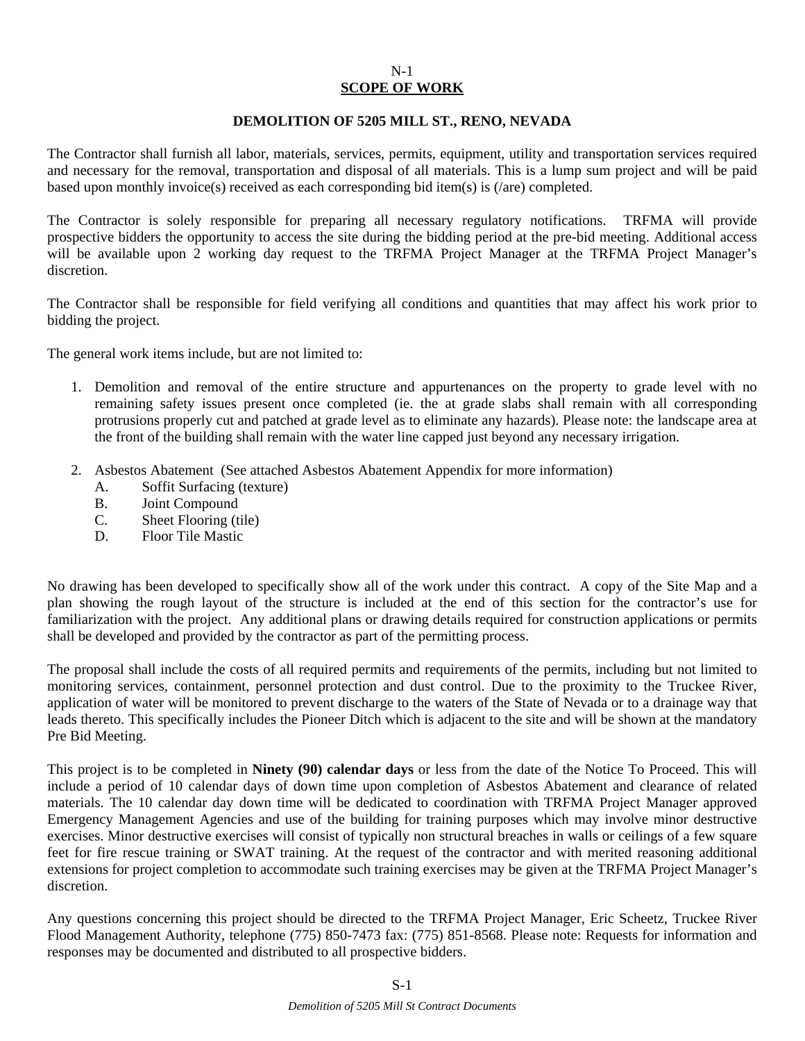N-1

## SCOPE OF WORK

### DEMOLITION OF 5205 MILL ST., RENO, NEVADA

The Contractor shall furnish all labor, materials, services, permits, equipment, utility and transportation services required and necessary for the removal, transportation and disposal of all materials. This is a lump sum project and will be paid based upon monthly invoice(s) received as each corresponding bid item(s) is (/are) completed.

The Contractor is solely responsible for preparing all necessary regulatory notifications. TRFMA will provide prospective bidders the opportunity to access the site during the bidding period at the pre-bid meeting. Additional access will be available upon 2 working day request to the TRFMA Project Manager at the TRFMA Project Manager's discretion.

The Contractor shall be responsible for field verifying all conditions and quantities that may affect his work prior to bidding the project.

The general work items include, but are not limited to:

1. Demolition and removal of the entire structure and appurtenances on the property to grade level with no remaining safety issues present once completed (ie. the at grade slabs shall remain with all corresponding protrusions properly cut and patched at grade level as to eliminate any hazards). Please note: the landscape area at the front of the building shall remain with the water line capped just beyond any necessary irrigation.

2. Asbestos Abatement (See attached Asbestos Abatement Appendix for more information)
   - A. Soffit Surfacing (texture)
   - B. Joint Compound
   - C. Sheet Flooring (tile)
   - D. Floor Tile Mastic

No drawing has been developed to specifically show all of the work under this contract. A copy of the Site Map and a plan showing the rough layout of the structure is included at the end of this section for the contractor's use for familiarization with the project. Any additional plans or drawing details required for construction applications or permits shall be developed and provided by the contractor as part of the permitting process.

The proposal shall include the costs of all required permits and requirements of the permits, including but not limited to monitoring services, containment, personnel protection and dust control. Due to the proximity to the Truckee River, application of water will be monitored to prevent discharge to the waters of the State of Nevada or to a drainage way that leads thereto. This specifically includes the Pioneer Ditch which is adjacent to the site and will be shown at the mandatory Pre Bid Meeting.

This project is to be completed in **Ninety (90) calendar days** or less from the date of the Notice To Proceed. This will include a period of 10 calendar days of down time upon completion of Asbestos Abatement and clearance of related materials. The 10 calendar day down time will be dedicated to coordination with TRFMA Project Manager approved Emergency Management Agencies and use of the building for training purposes which may involve minor destructive exercises. Minor destructive exercises will consist of typically non structural breaches in walls or ceilings of a few square feet for fire rescue training or SWAT training. At the request of the contractor and with merited reasoning additional extensions for project completion to accommodate such training exercises may be given at the TRFMA Project Manager's discretion.

Any questions concerning this project should be directed to the TRFMA Project Manager, Eric Scheetz, Truckee River Flood Management Authority, telephone (775) 850-7473 fax: (775) 851-8568. Please note: Requests for information and responses may be documented and distributed to all prospective bidders.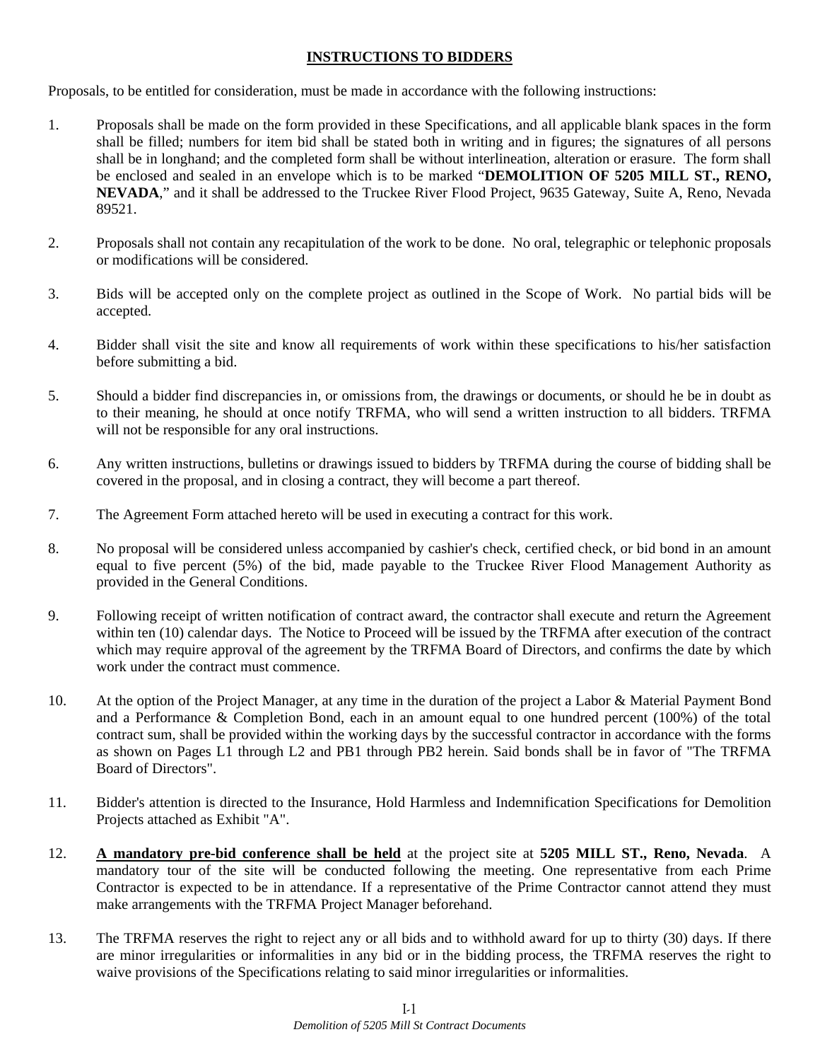## INSTRUCTIONS TO BIDDERS

Proposals, to be entitled for consideration, must be made in accordance with the following instructions:

1. Proposals shall be made on the form provided in these Specifications, and all applicable blank spaces in the form shall be filled; numbers for item bid shall be stated both in writing and in figures; the signatures of all persons shall be in longhand; and the completed form shall be without interlineation, alteration or erasure. The form shall be enclosed and sealed in an envelope which is to be marked "**DEMOLITION OF 5205 MILL ST., RENO, NEVADA**," and it shall be addressed to the Truckee River Flood Project, 9635 Gateway, Suite A, Reno, Nevada 89521.

2. Proposals shall not contain any recapitulation of the work to be done. No oral, telegraphic or telephonic proposals or modifications will be considered.

3. Bids will be accepted only on the complete project as outlined in the Scope of Work. No partial bids will be accepted.

4. Bidder shall visit the site and know all requirements of work within these specifications to his/her satisfaction before submitting a bid.

5. Should a bidder find discrepancies in, or omissions from, the drawings or documents, or should he be in doubt as to their meaning, he should at once notify TRFMA, who will send a written instruction to all bidders. TRFMA will not be responsible for any oral instructions.

6. Any written instructions, bulletins or drawings issued to bidders by TRFMA during the course of bidding shall be covered in the proposal, and in closing a contract, they will become a part thereof.

7. The Agreement Form attached hereto will be used in executing a contract for this work.

8. No proposal will be considered unless accompanied by cashier's check, certified check, or bid bond in an amount equal to five percent (5%) of the bid, made payable to the Truckee River Flood Management Authority as provided in the General Conditions.

9. Following receipt of written notification of contract award, the contractor shall execute and return the Agreement within ten (10) calendar days. The Notice to Proceed will be issued by the TRFMA after execution of the contract which may require approval of the agreement by the TRFMA Board of Directors, and confirms the date by which work under the contract must commence.

10. At the option of the Project Manager, at any time in the duration of the project a Labor & Material Payment Bond and a Performance & Completion Bond, each in an amount equal to one hundred percent (100%) of the total contract sum, shall be provided within the working days by the successful contractor in accordance with the forms as shown on Pages L1 through L2 and PB1 through PB2 herein. Said bonds shall be in favor of "The TRFMA Board of Directors".

11. Bidder's attention is directed to the Insurance, Hold Harmless and Indemnification Specifications for Demolition Projects attached as Exhibit "A".

12. **<u>A mandatory pre-bid conference shall be held</u>** at the project site at **5205 MILL ST., Reno, Nevada**. A mandatory tour of the site will be conducted following the meeting. One representative from each Prime Contractor is expected to be in attendance. If a representative of the Prime Contractor cannot attend they must make arrangements with the TRFMA Project Manager beforehand.

13. The TRFMA reserves the right to reject any or all bids and to withhold award for up to thirty (30) days. If there are minor irregularities or informalities in any bid or in the bidding process, the TRFMA reserves the right to waive provisions of the Specifications relating to said minor irregularities or informalities.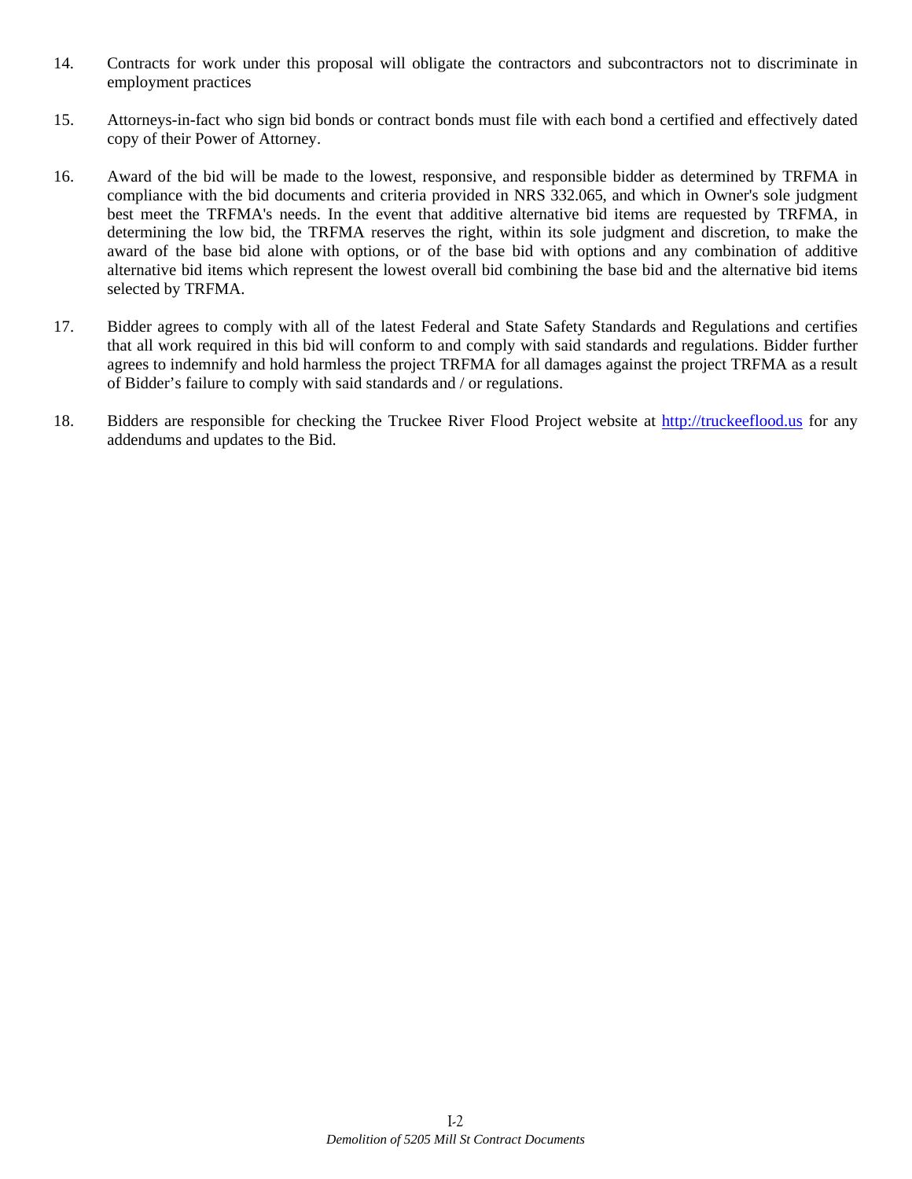14. Contracts for work under this proposal will obligate the contractors and subcontractors not to discriminate in employment practices

15. Attorneys-in-fact who sign bid bonds or contract bonds must file with each bond a certified and effectively dated copy of their Power of Attorney.

16. Award of the bid will be made to the lowest, responsive, and responsible bidder as determined by TRFMA in compliance with the bid documents and criteria provided in NRS 332.065, and which in Owner's sole judgment best meet the TRFMA's needs. In the event that additive alternative bid items are requested by TRFMA, in determining the low bid, the TRFMA reserves the right, within its sole judgment and discretion, to make the award of the base bid alone with options, or of the base bid with options and any combination of additive alternative bid items which represent the lowest overall bid combining the base bid and the alternative bid items selected by TRFMA.

17. Bidder agrees to comply with all of the latest Federal and State Safety Standards and Regulations and certifies that all work required in this bid will conform to and comply with said standards and regulations. Bidder further agrees to indemnify and hold harmless the project TRFMA for all damages against the project TRFMA as a result of Bidder's failure to comply with said standards and / or regulations.

18. Bidders are responsible for checking the Truckee River Flood Project website at [http://truckeeflood.us](http://truckeeflood.us) for any addendums and updates to the Bid.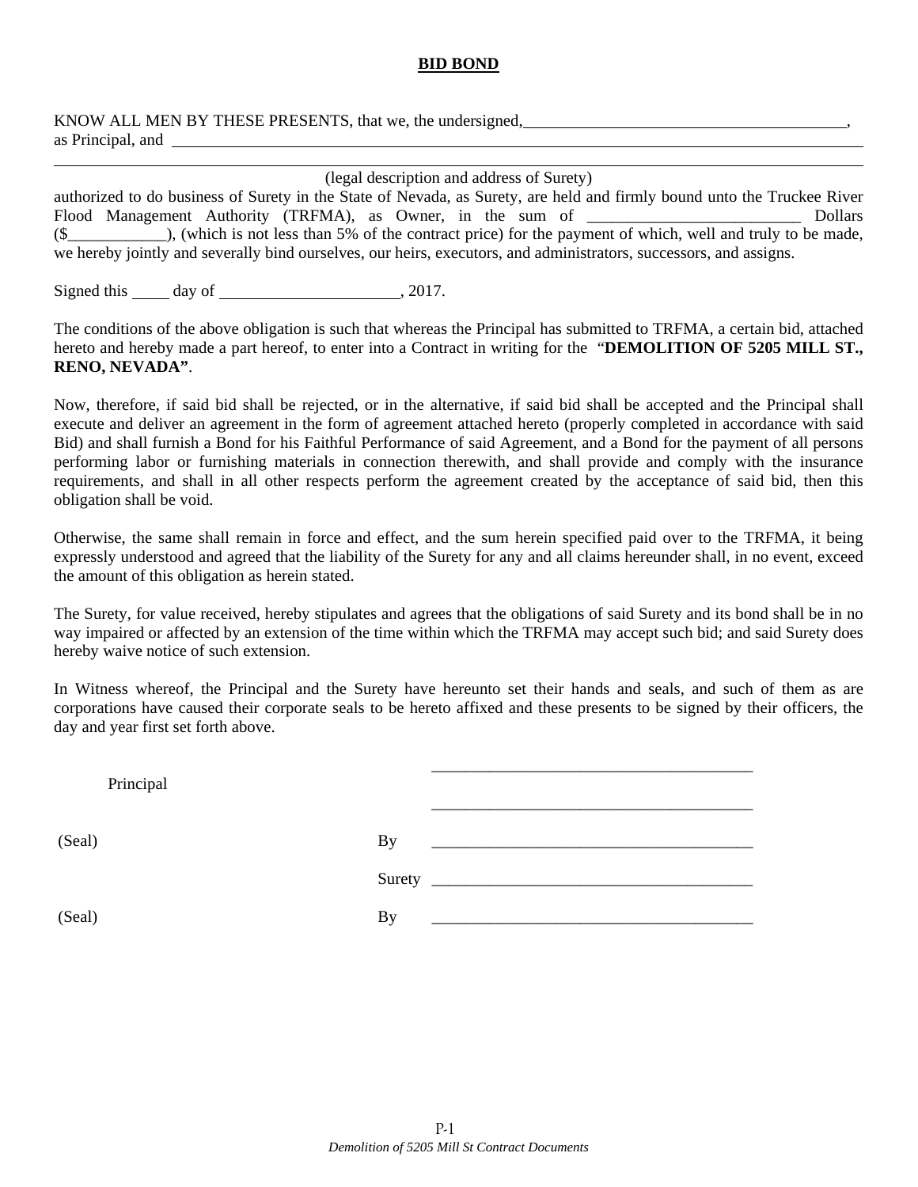**BID BOND**

KNOW ALL MEN BY THESE PRESENTS, that we, the undersigned, ________________________________________, as Principal, and ________________________________________________________________________________

________________________________________________________________________________
(legal description and address of Surety)

authorized to do business of Surety in the State of Nevada, as Surety, are held and firmly bound unto the Truckee River Flood Management Authority (TRFMA), as Owner, in the sum of __________________________ Dollars ($____________), (which is not less than 5% of the contract price) for the payment of which, well and truly to be made, we hereby jointly and severally bind ourselves, our heirs, executors, and administrators, successors, and assigns.

Signed this _____ day of ______________________, 2017.

The conditions of the above obligation is such that whereas the Principal has submitted to TRFMA, a certain bid, attached hereto and hereby made a part hereof, to enter into a Contract in writing for the "**DEMOLITION OF 5205 MILL ST., RENO, NEVADA"**.

Now, therefore, if said bid shall be rejected, or in the alternative, if said bid shall be accepted and the Principal shall execute and deliver an agreement in the form of agreement attached hereto (properly completed in accordance with said Bid) and shall furnish a Bond for his Faithful Performance of said Agreement, and a Bond for the payment of all persons performing labor or furnishing materials in connection therewith, and shall provide and comply with the insurance requirements, and shall in all other respects perform the agreement created by the acceptance of said bid, then this obligation shall be void.

Otherwise, the same shall remain in force and effect, and the sum herein specified paid over to the TRFMA, it being expressly understood and agreed that the liability of the Surety for any and all claims hereunder shall, in no event, exceed the amount of this obligation as herein stated.

The Surety, for value received, hereby stipulates and agrees that the obligations of said Surety and its bond shall be in no way impaired or affected by an extension of the time within which the TRFMA may accept such bid; and said Surety does hereby waive notice of such extension.

In Witness whereof, the Principal and the Surety have hereunto set their hands and seals, and such of them as are corporations have caused their corporate seals to be hereto affixed and these presents to be signed by their officers, the day and year first set forth above.

Principal ________________________________________

________________________________________

(Seal) By ________________________________________

Surety ________________________________________

(Seal) By ________________________________________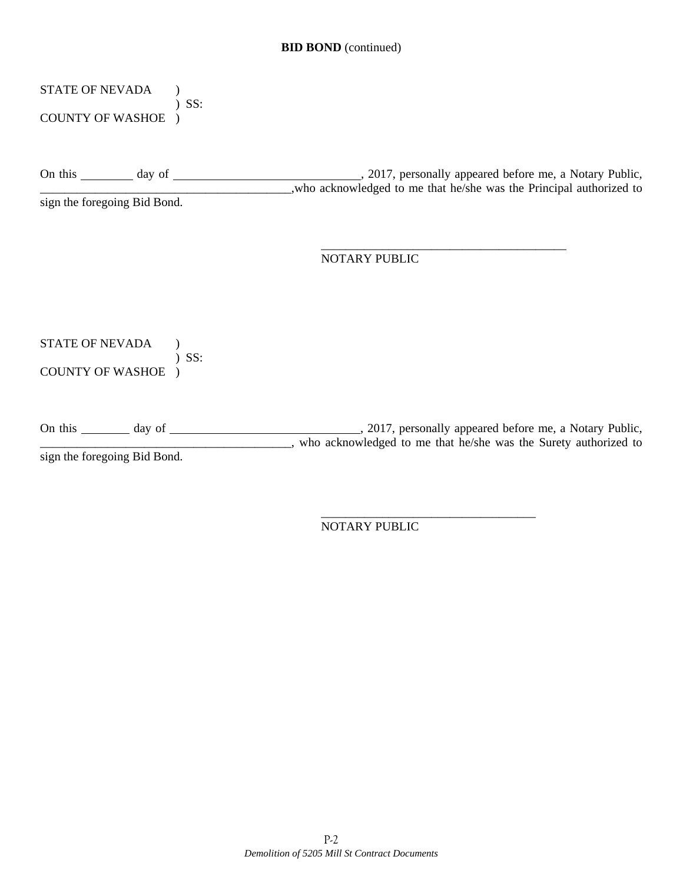**BID BOND** (continued)

STATE OF NEVADA )
) SS:
COUNTY OF WASHOE )

On this ________ day of ______________________________, 2017, personally appeared before me, a Notary Public, __________________________________________,who acknowledged to me that he/she was the Principal authorized to sign the foregoing Bid Bond.

_________________________________________
NOTARY PUBLIC

STATE OF NEVADA )
) SS:
COUNTY OF WASHOE )

On this ________ day of _______________________________, 2017, personally appeared before me, a Notary Public, __________________________________________, who acknowledged to me that he/she was the Surety authorized to sign the foregoing Bid Bond.

____________________________________
NOTARY PUBLIC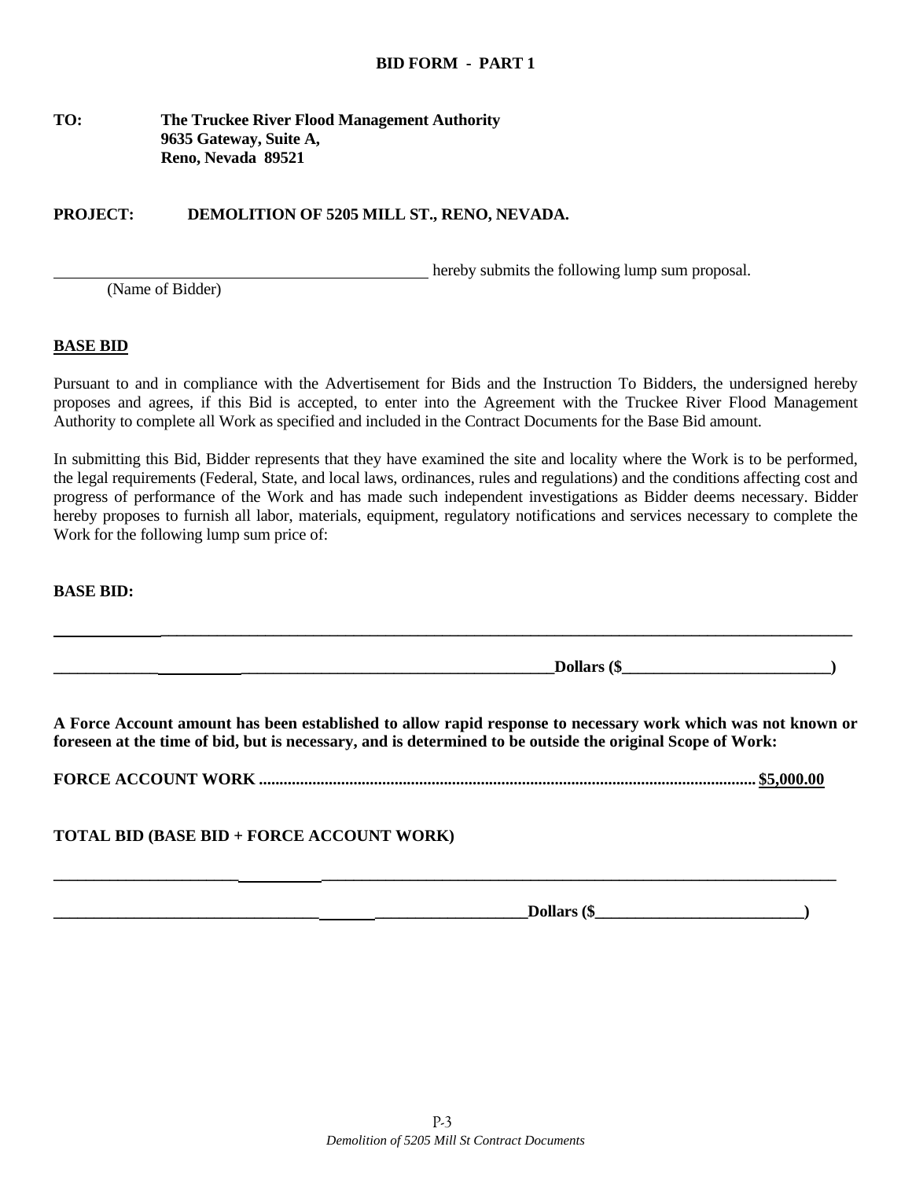**BID FORM - PART 1**

**TO:** **The Truckee River Flood Management Authority**
**9635 Gateway, Suite A,**
**Reno, Nevada 89521**

**PROJECT: DEMOLITION OF 5205 MILL ST., RENO, NEVADA.**

\_\_\_\_\_\_\_\_\_\_\_\_\_\_\_\_\_\_\_\_\_\_\_\_\_\_\_\_\_\_\_\_\_\_\_\_\_\_\_\_\_\_\_\_ hereby submits the following lump sum proposal.
(Name of Bidder)

**BASE BID**

Pursuant to and in compliance with the Advertisement for Bids and the Instruction To Bidders, the undersigned hereby proposes and agrees, if this Bid is accepted, to enter into the Agreement with the Truckee River Flood Management Authority to complete all Work as specified and included in the Contract Documents for the Base Bid amount.

In submitting this Bid, Bidder represents that they have examined the site and locality where the Work is to be performed, the legal requirements (Federal, State, and local laws, ordinances, rules and regulations) and the conditions affecting cost and progress of performance of the Work and has made such independent investigations as Bidder deems necessary. Bidder hereby proposes to furnish all labor, materials, equipment, regulatory notifications and services necessary to complete the Work for the following lump sum price of:

**BASE BID:**

\_\_\_\_\_\_\_\_\_\_\_\_\_\_\_\_\_\_\_\_\_\_\_\_\_\_\_\_\_\_\_\_\_\_\_\_\_\_\_\_\_\_\_\_\_\_\_\_\_\_\_\_\_\_\_\_\_\_\_\_\_\_\_\_\_\_\_\_\_\_\_\_\_\_\_\_\_\_\_\_\_\_\_\_\_\_\_\_

\_\_\_\_\_\_\_\_\_\_\_\_\_\_\_\_\_\_\_\_\_\_\_\_\_\_\_\_\_\_\_\_\_\_\_\_\_\_\_\_\_\_\_\_\_\_\_\_\_\_\_\_\_\_\_\_\_\_\_\_\_\_\_**Dollars ($\_\_\_\_\_\_\_\_\_\_\_\_\_\_\_\_\_\_\_\_\_\_\_\_\_)**

**A Force Account amount has been established to allow rapid response to necessary work which was not known or foreseen at the time of bid, but is necessary, and is determined to be outside the original Scope of Work:**

**FORCE ACCOUNT WORK ......................................................................................................................... $5,000.00**

**TOTAL BID (BASE BID + FORCE ACCOUNT WORK)**

\_\_\_\_\_\_\_\_\_\_\_\_\_\_\_\_\_\_\_\_\_\_\_\_\_\_\_\_\_\_\_\_\_\_\_\_\_\_\_\_\_\_\_\_\_\_\_\_\_\_\_\_\_\_\_\_\_\_\_\_\_\_\_\_\_\_\_\_\_\_\_\_\_\_\_\_\_\_\_\_\_\_\_\_\_\_\_\_

\_\_\_\_\_\_\_\_\_\_\_\_\_\_\_\_\_\_\_\_\_\_\_\_\_\_\_\_\_\_\_\_\_\_\_\_\_\_\_\_\_\_\_\_\_\_\_\_\_\_\_\_\_\_\_\_\_\_\_\_\_**Dollars ($\_\_\_\_\_\_\_\_\_\_\_\_\_\_\_\_\_\_\_\_\_\_\_\_\_)**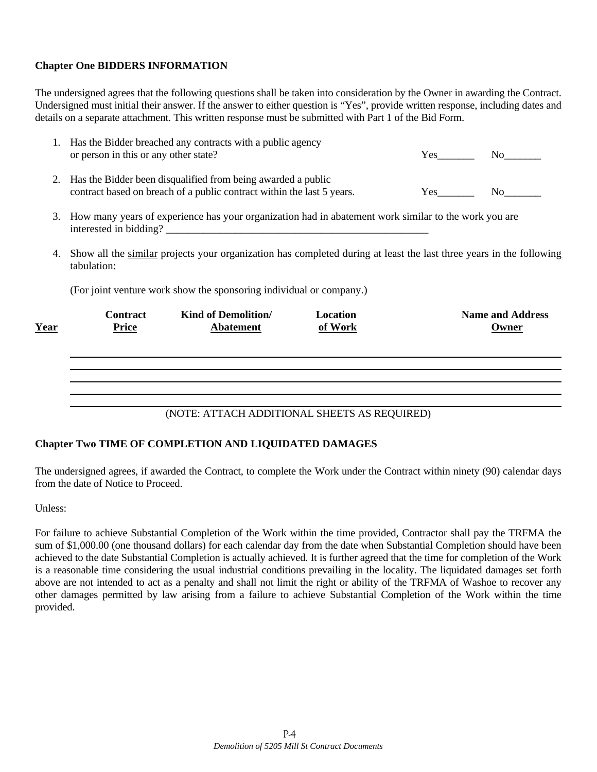**Chapter One BIDDERS INFORMATION**

The undersigned agrees that the following questions shall be taken into consideration by the Owner in awarding the Contract. Undersigned must initial their answer. If the answer to either question is "Yes", provide written response, including dates and details on a separate attachment. This written response must be submitted with Part 1 of the Bid Form.

1. Has the Bidder breached any contracts with a public agency or person in this or any other state? Yes_______ No_______

2. Has the Bidder been disqualified from being awarded a public contract based on breach of a public contract within the last 5 years. Yes_______ No_______

3. How many years of experience has your organization had in abatement work similar to the work you are interested in bidding? ____________________________________________________

4. Show all the <u>similar</u> projects your organization has completed during at least the last three years in the following tabulation:

   (For joint venture work show the sponsoring individual or company.)

| Year | Contract Price | Kind of Demolition/ Abatement | Location of Work | Name and Address Owner |
|---|---|---|---|---|
| | | | | |
| | | | | |
| | | | | |
| | | | | |
| | | | | |

(NOTE: ATTACH ADDITIONAL SHEETS AS REQUIRED)

**Chapter Two TIME OF COMPLETION AND LIQUIDATED DAMAGES**

The undersigned agrees, if awarded the Contract, to complete the Work under the Contract within ninety (90) calendar days from the date of Notice to Proceed.

Unless:

For failure to achieve Substantial Completion of the Work within the time provided, Contractor shall pay the TRFMA the sum of $1,000.00 (one thousand dollars) for each calendar day from the date when Substantial Completion should have been achieved to the date Substantial Completion is actually achieved. It is further agreed that the time for completion of the Work is a reasonable time considering the usual industrial conditions prevailing in the locality. The liquidated damages set forth above are not intended to act as a penalty and shall not limit the right or ability of the TRFMA of Washoe to recover any other damages permitted by law arising from a failure to achieve Substantial Completion of the Work within the time provided.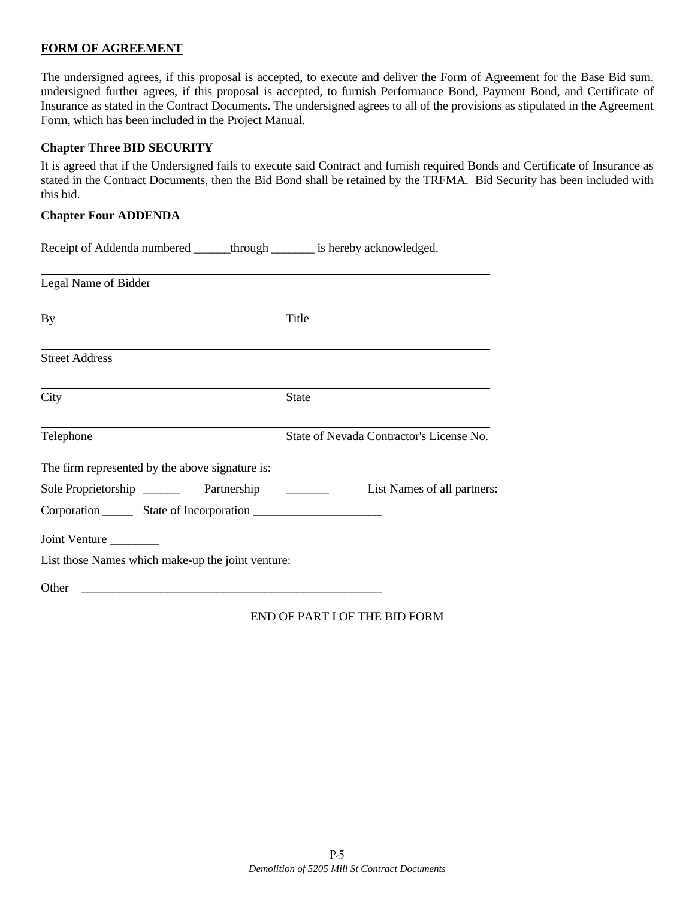**FORM OF AGREEMENT**

The undersigned agrees, if this proposal is accepted, to execute and deliver the Form of Agreement for the Base Bid sum. undersigned further agrees, if this proposal is accepted, to furnish Performance Bond, Payment Bond, and Certificate of Insurance as stated in the Contract Documents. The undersigned agrees to all of the provisions as stipulated in the Agreement Form, which has been included in the Project Manual.

### Chapter Three BID SECURITY

It is agreed that if the Undersigned fails to execute said Contract and furnish required Bonds and Certificate of Insurance as stated in the Contract Documents, then the Bid Bond shall be retained by the TRFMA. Bid Security has been included with this bid.

### Chapter Four ADDENDA

Receipt of Addenda numbered ______through _______ is hereby acknowledged.

______________________________________________________________
Legal Name of Bidder

______________________________________________________________
By Title

______________________________________________________________
Street Address

______________________________________________________________
City State

______________________________________________________________
Telephone State of Nevada Contractor's License No.

The firm represented by the above signature is:

Sole Proprietorship ______ Partnership _______ List Names of all partners:

Corporation _____ State of Incorporation _____________________

Joint Venture ________

List those Names which make-up the joint venture:

Other ___________________________________________________

END OF PART I OF THE BID FORM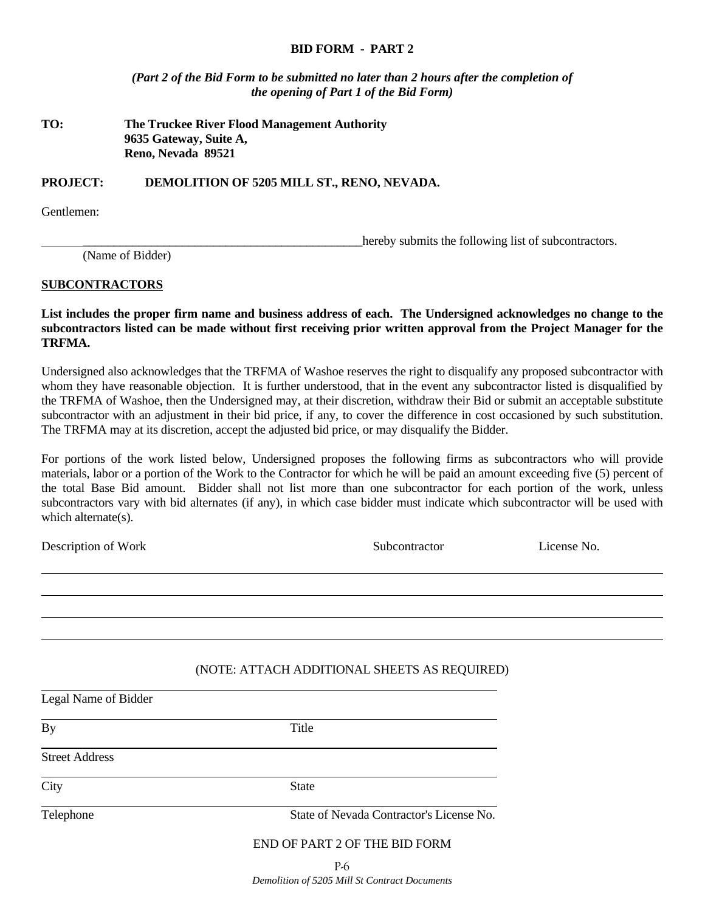**BID FORM - PART 2**

***(Part 2 of the Bid Form to be submitted no later than 2 hours after the completion of the opening of Part 1 of the Bid Form)***

**TO:** **The Truckee River Flood Management Authority**
**9635 Gateway, Suite A,**
**Reno, Nevada 89521**

**PROJECT:** **DEMOLITION OF 5205 MILL ST., RENO, NEVADA.**

Gentlemen:

________________________________________________ hereby submits the following list of subcontractors.
(Name of Bidder)

**SUBCONTRACTORS**

**List includes the proper firm name and business address of each. The Undersigned acknowledges no change to the subcontractors listed can be made without first receiving prior written approval from the Project Manager for the TRFMA.**

Undersigned also acknowledges that the TRFMA of Washoe reserves the right to disqualify any proposed subcontractor with whom they have reasonable objection. It is further understood, that in the event any subcontractor listed is disqualified by the TRFMA of Washoe, then the Undersigned may, at their discretion, withdraw their Bid or submit an acceptable substitute subcontractor with an adjustment in their bid price, if any, to cover the difference in cost occasioned by such substitution. The TRFMA may at its discretion, accept the adjusted bid price, or may disqualify the Bidder.

For portions of the work listed below, Undersigned proposes the following firms as subcontractors who will provide materials, labor or a portion of the Work to the Contractor for which he will be paid an amount exceeding five (5) percent of the total Base Bid amount. Bidder shall not list more than one subcontractor for each portion of the work, unless subcontractors vary with bid alternates (if any), in which case bidder must indicate which subcontractor will be used with which alternate(s).

| Description of Work | Subcontractor | License No. |
|---|---|---|
| | | |
| | | |
| | | |
| | | |

(NOTE: ATTACH ADDITIONAL SHEETS AS REQUIRED)

______________________________________________
Legal Name of Bidder

______________________________________________
By Title

______________________________________________
Street Address

______________________________________________
City State

______________________________________________
Telephone State of Nevada Contractor's License No.

END OF PART 2 OF THE BID FORM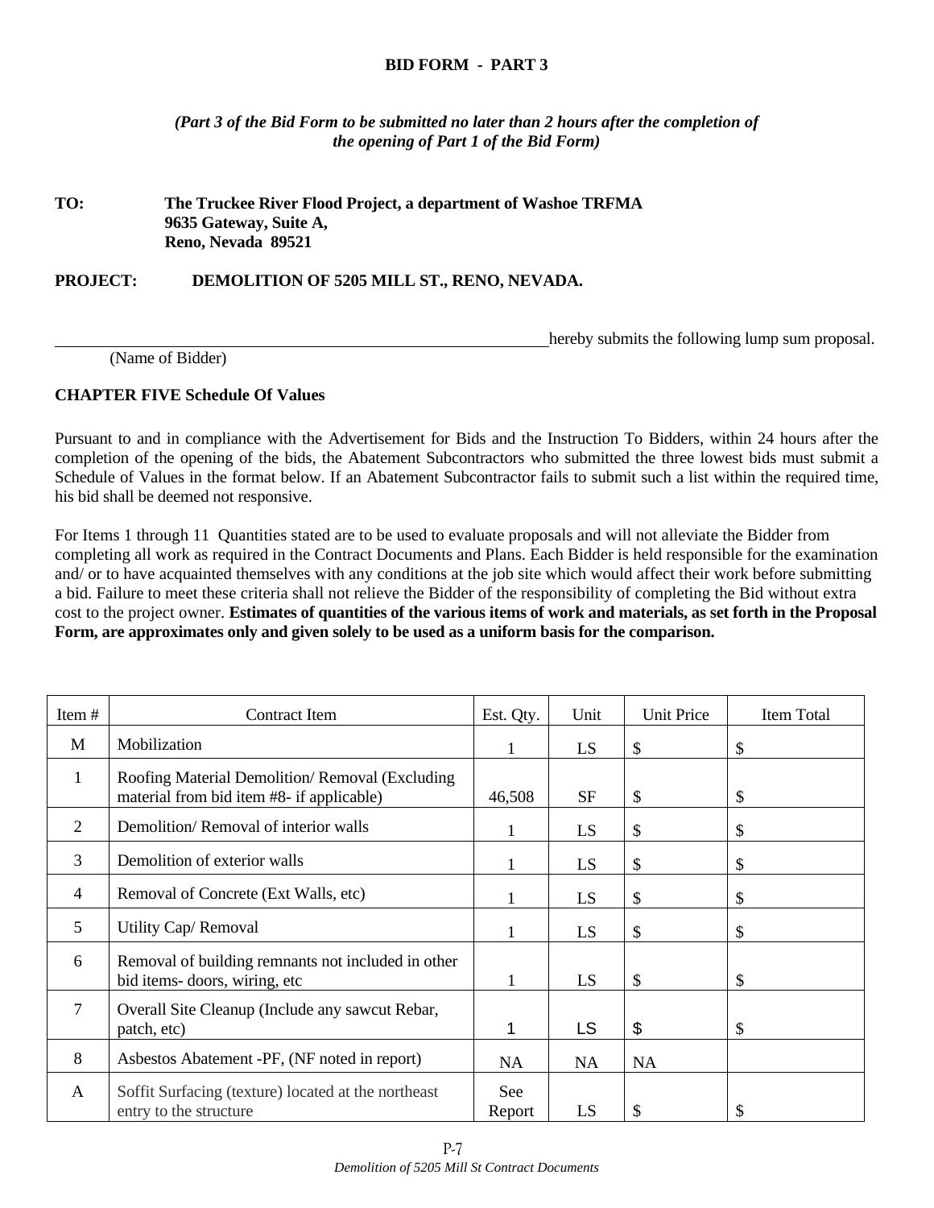# BID FORM - PART 3

***(Part 3 of the Bid Form to be submitted no later than 2 hours after the completion of the opening of Part 1 of the Bid Form)***

**TO:** **The Truckee River Flood Project, a department of Washoe TRFMA**
**9635 Gateway, Suite A,**
**Reno, Nevada 89521**

**PROJECT:** **DEMOLITION OF 5205 MILL ST., RENO, NEVADA.**

\_\_\_\_\_\_\_\_\_\_\_\_\_\_\_\_\_\_\_\_\_\_\_\_\_\_\_\_\_\_\_\_\_\_\_\_\_\_\_\_\_\_\_\_\_\_\_\_\_\_\_\_\_\_\_\_\_\_hereby submits the following lump sum proposal.
(Name of Bidder)

**CHAPTER FIVE Schedule Of Values**

Pursuant to and in compliance with the Advertisement for Bids and the Instruction To Bidders, within 24 hours after the completion of the opening of the bids, the Abatement Subcontractors who submitted the three lowest bids must submit a Schedule of Values in the format below. If an Abatement Subcontractor fails to submit such a list within the required time, his bid shall be deemed not responsive.

For Items 1 through 11 Quantities stated are to be used to evaluate proposals and will not alleviate the Bidder from completing all work as required in the Contract Documents and Plans. Each Bidder is held responsible for the examination and/ or to have acquainted themselves with any conditions at the job site which would affect their work before submitting a bid. Failure to meet these criteria shall not relieve the Bidder of the responsibility of completing the Bid without extra cost to the project owner. **Estimates of quantities of the various items of work and materials, as set forth in the Proposal Form, are approximates only and given solely to be used as a uniform basis for the comparison.**

| Item # | Contract Item | Est. Qty. | Unit | Unit Price | Item Total |
|---|---|---|---|---|---|
| M | Mobilization | 1 | LS | $ | $ |
| 1 | Roofing Material Demolition/ Removal (Excluding material from bid item #8- if applicable) | 46,508 | SF | $ | $ |
| 2 | Demolition/ Removal of interior walls | 1 | LS | $ | $ |
| 3 | Demolition of exterior walls | 1 | LS | $ | $ |
| 4 | Removal of Concrete (Ext Walls, etc) | 1 | LS | $ | $ |
| 5 | Utility Cap/ Removal | 1 | LS | $ | $ |
| 6 | Removal of building remnants not included in other bid items- doors, wiring, etc | 1 | LS | $ | $ |
| 7 | Overall Site Cleanup (Include any sawcut Rebar, patch, etc) | 1 | LS | $ | $ |
| 8 | Asbestos Abatement -PF, (NF noted in report) | NA | NA | NA | |
| A | Soffit Surfacing (texture) located at the northeast entry to the structure | See Report | LS | $ | $ |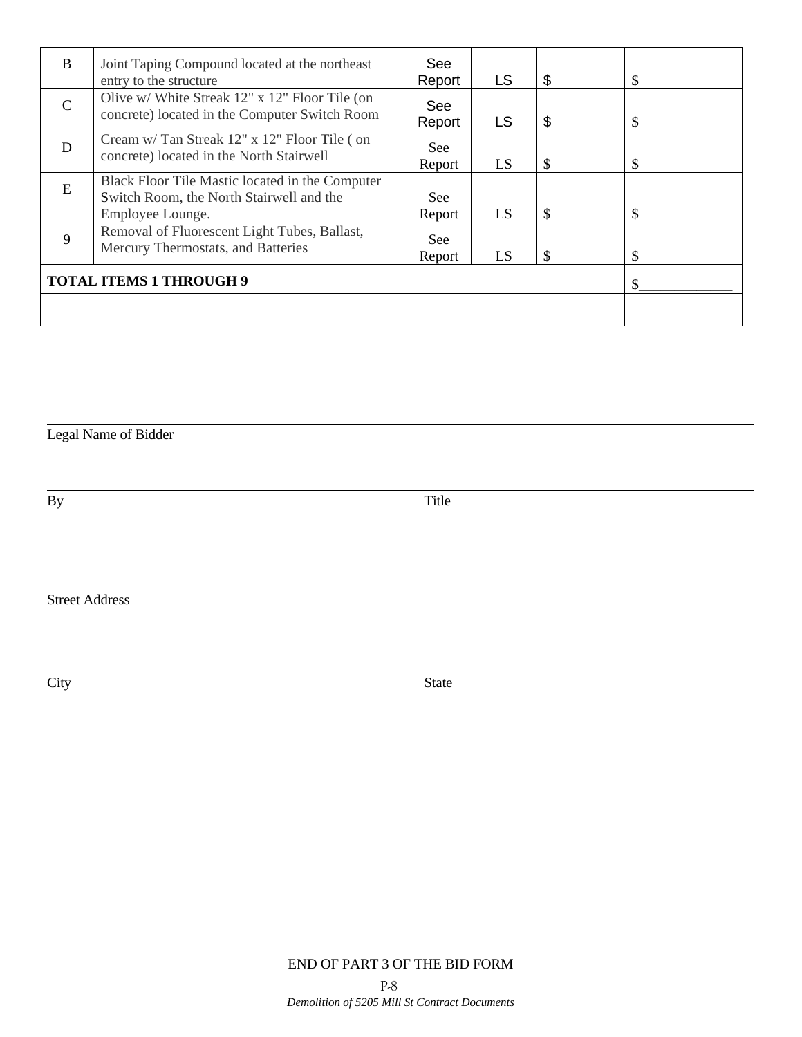| | | | | | |
|---|---|---|---|---|---|
| B | Joint Taping Compound located at the northeast entry to the structure | See Report | LS | $ | $ |
| C | Olive w/ White Streak 12" x 12" Floor Tile (on concrete) located in the Computer Switch Room | See Report | LS | $ | $ |
| D | Cream w/ Tan Streak 12" x 12" Floor Tile ( on concrete) located in the North Stairwell | See Report | LS | $ | $ |
| E | Black Floor Tile Mastic located in the Computer Switch Room, the North Stairwell and the Employee Lounge. | See Report | LS | $ | $ |
| 9 | Removal of Fluorescent Light Tubes, Ballast, Mercury Thermostats, and Batteries | See Report | LS | $ | $ |
| **TOTAL ITEMS 1 THROUGH 9** | | | | | $_____________ |
| | | | | | |

______________________________________________
Legal Name of Bidder

______________________________________________
By Title

______________________________________________
Street Address

______________________________________________
City State

END OF PART 3 OF THE BID FORM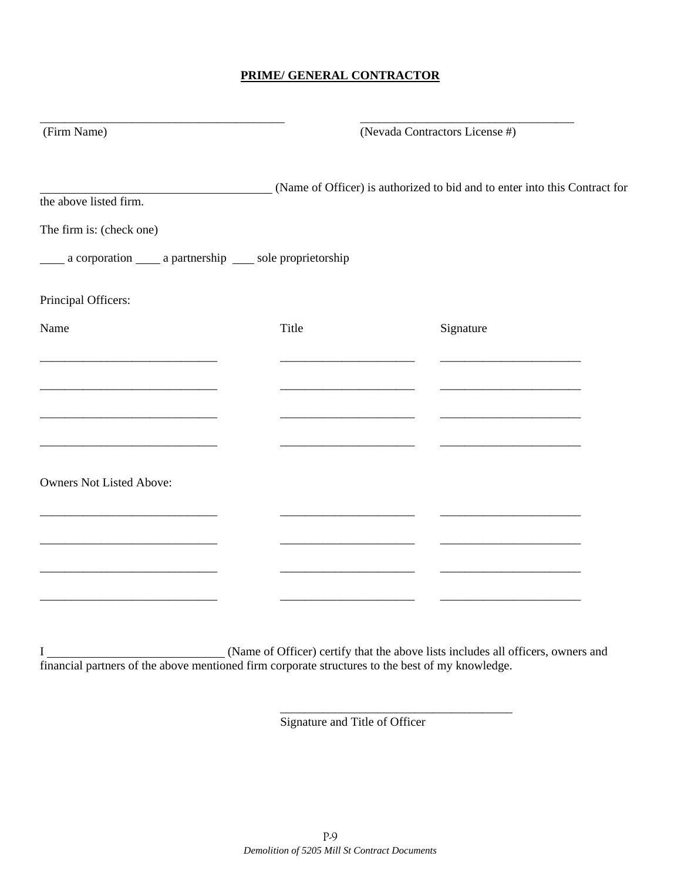**PRIME/ GENERAL CONTRACTOR**

_________________________________________ (Firm Name)

___________________________________ (Nevada Contractors License #)

______________________________________ (Name of Officer) is authorized to bid and to enter into this Contract for the above listed firm.

The firm is: (check one)

____ a corporation ____ a partnership ___ sole proprietorship

Principal Officers:

| Name | Title | Signature |
|---|---|---|
| _____________________________ | ______________________ | _______________________ |
| _____________________________ | ______________________ | _______________________ |
| _____________________________ | ______________________ | _______________________ |
| _____________________________ | ______________________ | _______________________ |

Owners Not Listed Above:

| | | |
|---|---|---|
| _____________________________ | ______________________ | _______________________ |
| _____________________________ | ______________________ | _______________________ |
| _____________________________ | ______________________ | _______________________ |
| _____________________________ | ______________________ | _______________________ |

I ____________________________ (Name of Officer) certify that the above lists includes all officers, owners and financial partners of the above mentioned firm corporate structures to the best of my knowledge.

______________________________________
Signature and Title of Officer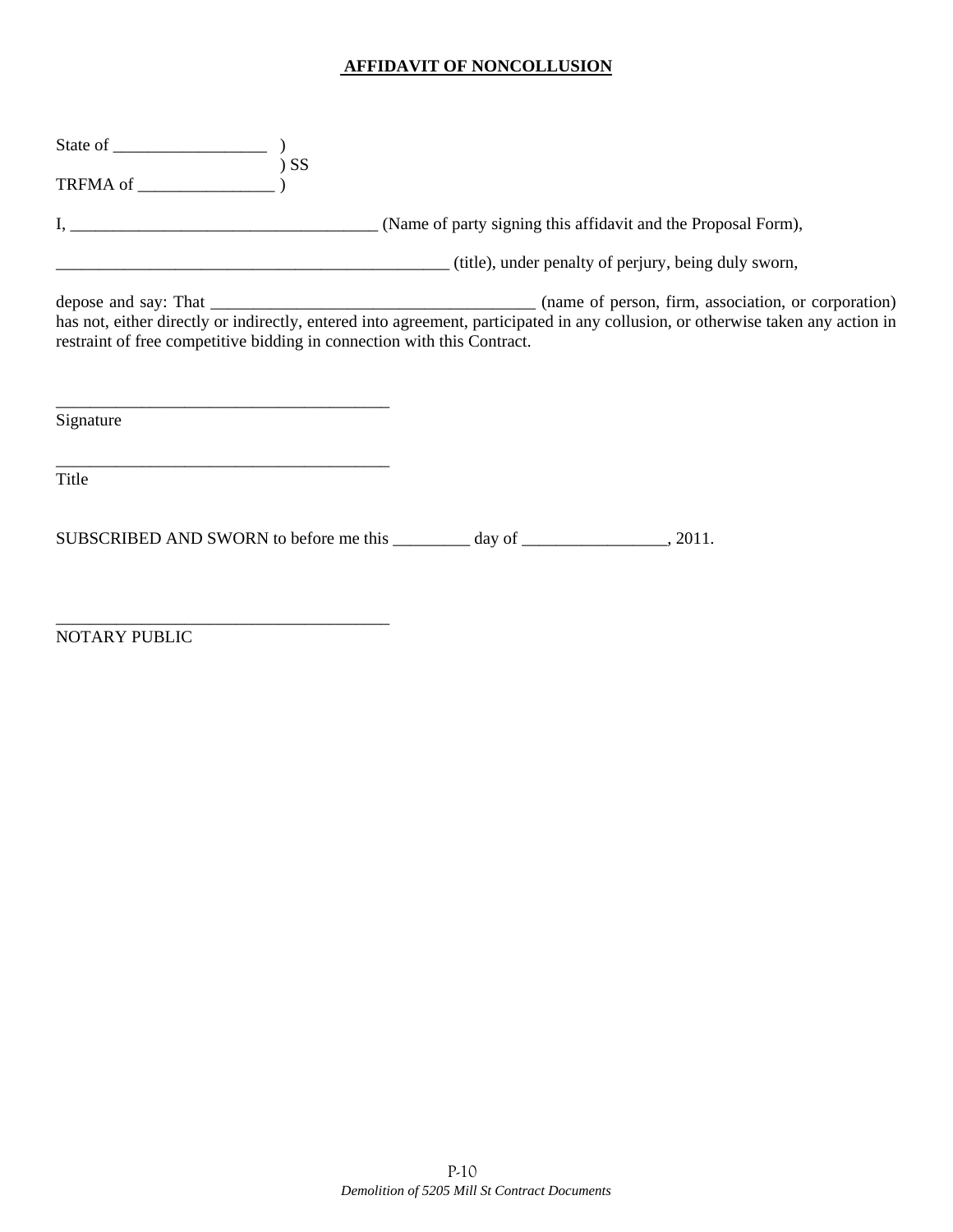# AFFIDAVIT OF NONCOLLUSION

State of __________________ )
) SS
TRFMA of ________________ )

I, ____________________________________ (Name of party signing this affidavit and the Proposal Form),

_______________________________________________ (title), under penalty of perjury, being duly sworn,

depose and say: That ______________________________________ (name of person, firm, association, or corporation) has not, either directly or indirectly, entered into agreement, participated in any collusion, or otherwise taken any action in restraint of free competitive bidding in connection with this Contract.

________________________________________
Signature

________________________________________
Title

SUBSCRIBED AND SWORN to before me this _________ day of _________________, 2011.

________________________________________
NOTARY PUBLIC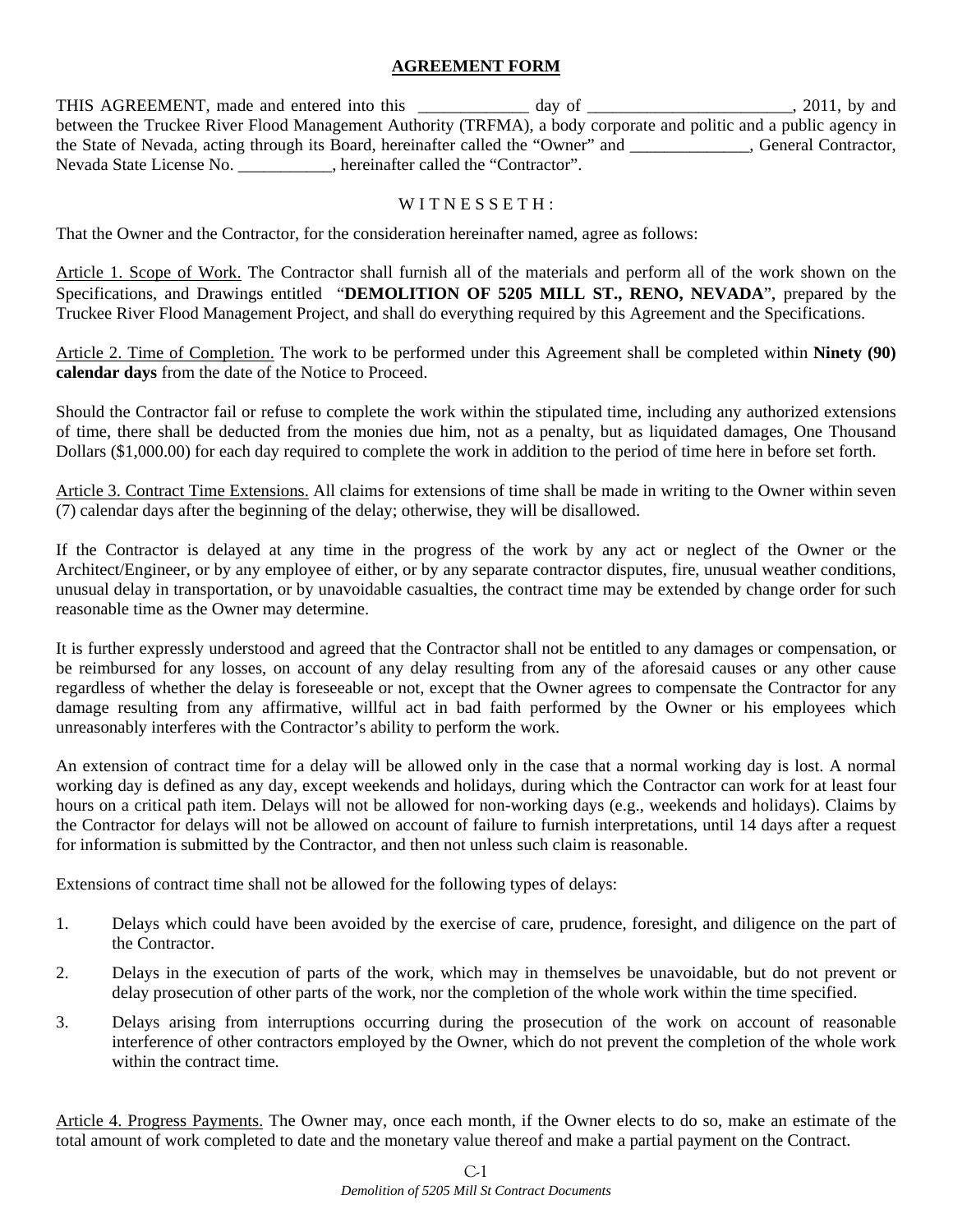# AGREEMENT FORM

THIS AGREEMENT, made and entered into this _____________ day of ________________________, 2011, by and between the Truckee River Flood Management Authority (TRFMA), a body corporate and politic and a public agency in the State of Nevada, acting through its Board, hereinafter called the "Owner" and ______________, General Contractor, Nevada State License No. ___________, hereinafter called the "Contractor".

W I T N E S S E T H :

That the Owner and the Contractor, for the consideration hereinafter named, agree as follows:

Article 1. Scope of Work. The Contractor shall furnish all of the materials and perform all of the work shown on the Specifications, and Drawings entitled "**DEMOLITION OF 5205 MILL ST., RENO, NEVADA**", prepared by the Truckee River Flood Management Project, and shall do everything required by this Agreement and the Specifications.

Article 2. Time of Completion. The work to be performed under this Agreement shall be completed within **Ninety (90) calendar days** from the date of the Notice to Proceed.

Should the Contractor fail or refuse to complete the work within the stipulated time, including any authorized extensions of time, there shall be deducted from the monies due him, not as a penalty, but as liquidated damages, One Thousand Dollars ($1,000.00) for each day required to complete the work in addition to the period of time here in before set forth.

Article 3. Contract Time Extensions. All claims for extensions of time shall be made in writing to the Owner within seven (7) calendar days after the beginning of the delay; otherwise, they will be disallowed.

If the Contractor is delayed at any time in the progress of the work by any act or neglect of the Owner or the Architect/Engineer, or by any employee of either, or by any separate contractor disputes, fire, unusual weather conditions, unusual delay in transportation, or by unavoidable casualties, the contract time may be extended by change order for such reasonable time as the Owner may determine.

It is further expressly understood and agreed that the Contractor shall not be entitled to any damages or compensation, or be reimbursed for any losses, on account of any delay resulting from any of the aforesaid causes or any other cause regardless of whether the delay is foreseeable or not, except that the Owner agrees to compensate the Contractor for any damage resulting from any affirmative, willful act in bad faith performed by the Owner or his employees which unreasonably interferes with the Contractor's ability to perform the work.

An extension of contract time for a delay will be allowed only in the case that a normal working day is lost. A normal working day is defined as any day, except weekends and holidays, during which the Contractor can work for at least four hours on a critical path item. Delays will not be allowed for non-working days (e.g., weekends and holidays). Claims by the Contractor for delays will not be allowed on account of failure to furnish interpretations, until 14 days after a request for information is submitted by the Contractor, and then not unless such claim is reasonable.

Extensions of contract time shall not be allowed for the following types of delays:

1. Delays which could have been avoided by the exercise of care, prudence, foresight, and diligence on the part of the Contractor.
2. Delays in the execution of parts of the work, which may in themselves be unavoidable, but do not prevent or delay prosecution of other parts of the work, nor the completion of the whole work within the time specified.
3. Delays arising from interruptions occurring during the prosecution of the work on account of reasonable interference of other contractors employed by the Owner, which do not prevent the completion of the whole work within the contract time.

Article 4. Progress Payments. The Owner may, once each month, if the Owner elects to do so, make an estimate of the total amount of work completed to date and the monetary value thereof and make a partial payment on the Contract.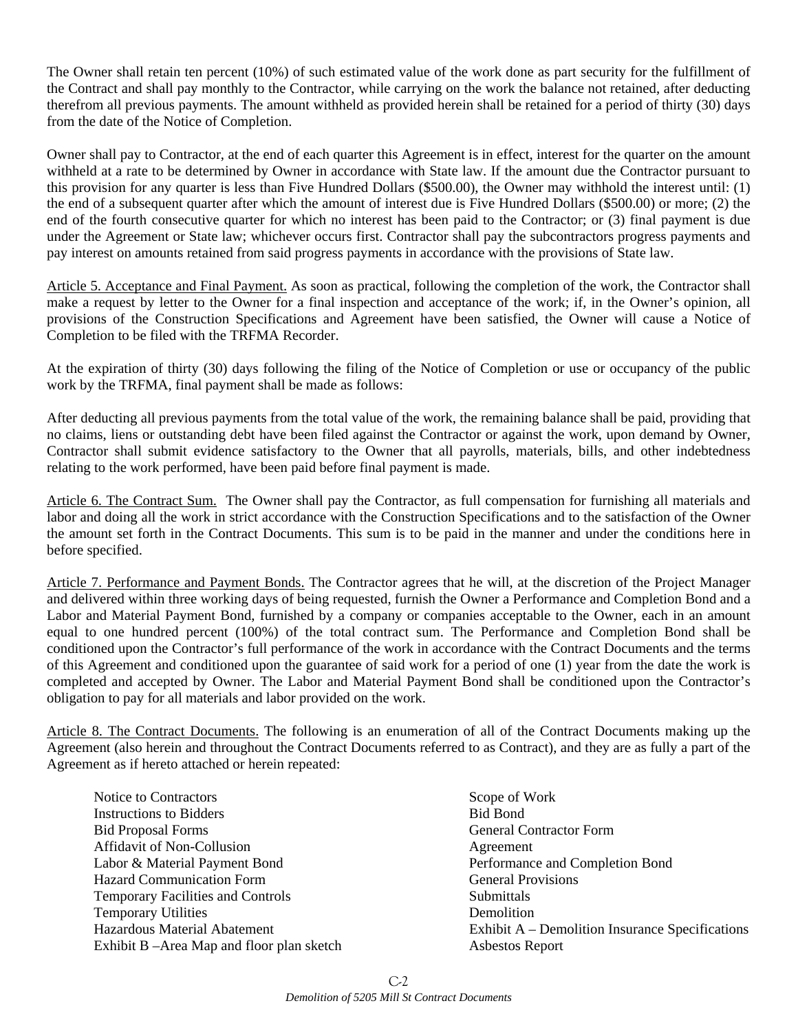The Owner shall retain ten percent (10%) of such estimated value of the work done as part security for the fulfillment of the Contract and shall pay monthly to the Contractor, while carrying on the work the balance not retained, after deducting therefrom all previous payments. The amount withheld as provided herein shall be retained for a period of thirty (30) days from the date of the Notice of Completion.

Owner shall pay to Contractor, at the end of each quarter this Agreement is in effect, interest for the quarter on the amount withheld at a rate to be determined by Owner in accordance with State law. If the amount due the Contractor pursuant to this provision for any quarter is less than Five Hundred Dollars ($500.00), the Owner may withhold the interest until: (1) the end of a subsequent quarter after which the amount of interest due is Five Hundred Dollars ($500.00) or more; (2) the end of the fourth consecutive quarter for which no interest has been paid to the Contractor; or (3) final payment is due under the Agreement or State law; whichever occurs first. Contractor shall pay the subcontractors progress payments and pay interest on amounts retained from said progress payments in accordance with the provisions of State law.

<u>Article 5. Acceptance and Final Payment.</u> As soon as practical, following the completion of the work, the Contractor shall make a request by letter to the Owner for a final inspection and acceptance of the work; if, in the Owner's opinion, all provisions of the Construction Specifications and Agreement have been satisfied, the Owner will cause a Notice of Completion to be filed with the TRFMA Recorder.

At the expiration of thirty (30) days following the filing of the Notice of Completion or use or occupancy of the public work by the TRFMA, final payment shall be made as follows:

After deducting all previous payments from the total value of the work, the remaining balance shall be paid, providing that no claims, liens or outstanding debt have been filed against the Contractor or against the work, upon demand by Owner, Contractor shall submit evidence satisfactory to the Owner that all payrolls, materials, bills, and other indebtedness relating to the work performed, have been paid before final payment is made.

<u>Article 6. The Contract Sum.</u> The Owner shall pay the Contractor, as full compensation for furnishing all materials and labor and doing all the work in strict accordance with the Construction Specifications and to the satisfaction of the Owner the amount set forth in the Contract Documents. This sum is to be paid in the manner and under the conditions here in before specified.

<u>Article 7. Performance and Payment Bonds.</u> The Contractor agrees that he will, at the discretion of the Project Manager and delivered within three working days of being requested, furnish the Owner a Performance and Completion Bond and a Labor and Material Payment Bond, furnished by a company or companies acceptable to the Owner, each in an amount equal to one hundred percent (100%) of the total contract sum. The Performance and Completion Bond shall be conditioned upon the Contractor's full performance of the work in accordance with the Contract Documents and the terms of this Agreement and conditioned upon the guarantee of said work for a period of one (1) year from the date the work is completed and accepted by Owner. The Labor and Material Payment Bond shall be conditioned upon the Contractor's obligation to pay for all materials and labor provided on the work.

<u>Article 8. The Contract Documents.</u> The following is an enumeration of all of the Contract Documents making up the Agreement (also herein and throughout the Contract Documents referred to as Contract), and they are as fully a part of the Agreement as if hereto attached or herein repeated:

- Notice to Contractors
- Instructions to Bidders
- Bid Proposal Forms
- Affidavit of Non-Collusion
- Labor & Material Payment Bond
- Hazard Communication Form
- Temporary Facilities and Controls
- Temporary Utilities
- Hazardous Material Abatement
- Exhibit B –Area Map and floor plan sketch
- Scope of Work
- Bid Bond
- General Contractor Form
- Agreement
- Performance and Completion Bond
- General Provisions
- Submittals
- Demolition
- Exhibit A – Demolition Insurance Specifications
- Asbestos Report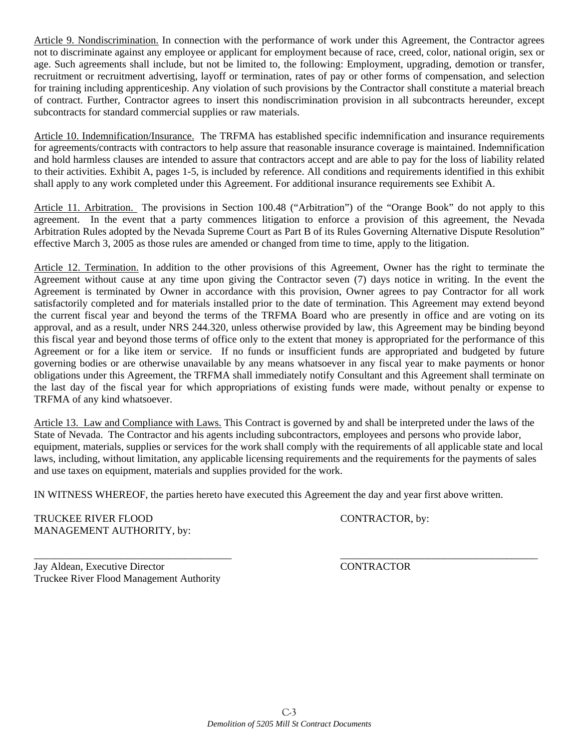Article 9. Nondiscrimination. In connection with the performance of work under this Agreement, the Contractor agrees not to discriminate against any employee or applicant for employment because of race, creed, color, national origin, sex or age. Such agreements shall include, but not be limited to, the following: Employment, upgrading, demotion or transfer, recruitment or recruitment advertising, layoff or termination, rates of pay or other forms of compensation, and selection for training including apprenticeship. Any violation of such provisions by the Contractor shall constitute a material breach of contract. Further, Contractor agrees to insert this nondiscrimination provision in all subcontracts hereunder, except subcontracts for standard commercial supplies or raw materials.

Article 10. Indemnification/Insurance. The TRFMA has established specific indemnification and insurance requirements for agreements/contracts with contractors to help assure that reasonable insurance coverage is maintained. Indemnification and hold harmless clauses are intended to assure that contractors accept and are able to pay for the loss of liability related to their activities. Exhibit A, pages 1-5, is included by reference. All conditions and requirements identified in this exhibit shall apply to any work completed under this Agreement. For additional insurance requirements see Exhibit A.

Article 11. Arbitration. The provisions in Section 100.48 ("Arbitration") of the "Orange Book" do not apply to this agreement. In the event that a party commences litigation to enforce a provision of this agreement, the Nevada Arbitration Rules adopted by the Nevada Supreme Court as Part B of its Rules Governing Alternative Dispute Resolution" effective March 3, 2005 as those rules are amended or changed from time to time, apply to the litigation.

Article 12. Termination. In addition to the other provisions of this Agreement, Owner has the right to terminate the Agreement without cause at any time upon giving the Contractor seven (7) days notice in writing. In the event the Agreement is terminated by Owner in accordance with this provision, Owner agrees to pay Contractor for all work satisfactorily completed and for materials installed prior to the date of termination. This Agreement may extend beyond the current fiscal year and beyond the terms of the TRFMA Board who are presently in office and are voting on its approval, and as a result, under NRS 244.320, unless otherwise provided by law, this Agreement may be binding beyond this fiscal year and beyond those terms of office only to the extent that money is appropriated for the performance of this Agreement or for a like item or service. If no funds or insufficient funds are appropriated and budgeted by future governing bodies or are otherwise unavailable by any means whatsoever in any fiscal year to make payments or honor obligations under this Agreement, the TRFMA shall immediately notify Consultant and this Agreement shall terminate on the last day of the fiscal year for which appropriations of existing funds were made, without penalty or expense to TRFMA of any kind whatsoever.

Article 13. Law and Compliance with Laws. This Contract is governed by and shall be interpreted under the laws of the State of Nevada. The Contractor and his agents including subcontractors, employees and persons who provide labor, equipment, materials, supplies or services for the work shall comply with the requirements of all applicable state and local laws, including, without limitation, any applicable licensing requirements and the requirements for the payments of sales and use taxes on equipment, materials and supplies provided for the work.

IN WITNESS WHEREOF, the parties hereto have executed this Agreement the day and year first above written.

TRUCKEE RIVER FLOOD MANAGEMENT AUTHORITY, by:

_______________________________________

Jay Aldean, Executive Director
Truckee River Flood Management Authority

CONTRACTOR, by:

_______________________________________

CONTRACTOR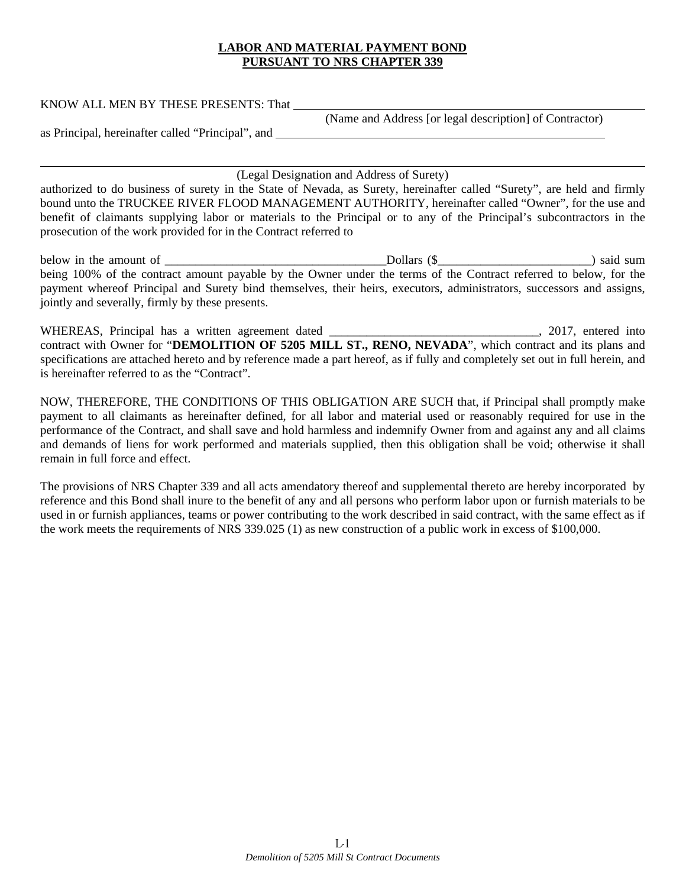**LABOR AND MATERIAL PAYMENT BOND**
**PURSUANT TO NRS CHAPTER 339**

KNOW ALL MEN BY THESE PRESENTS: That ______________________________________________

(Name and Address [or legal description] of Contractor)

as Principal, hereinafter called "Principal", and ______________________________________________

______________________________________________________________________________

(Legal Designation and Address of Surety)

authorized to do business of surety in the State of Nevada, as Surety, hereinafter called "Surety", are held and firmly bound unto the TRUCKEE RIVER FLOOD MANAGEMENT AUTHORITY, hereinafter called "Owner", for the use and benefit of claimants supplying labor or materials to the Principal or to any of the Principal's subcontractors in the prosecution of the work provided for in the Contract referred to

below in the amount of ___________________________________Dollars ($________________________) said sum being 100% of the contract amount payable by the Owner under the terms of the Contract referred to below, for the payment whereof Principal and Surety bind themselves, their heirs, executors, administrators, successors and assigns, jointly and severally, firmly by these presents.

WHEREAS, Principal has a written agreement dated __________________________________, 2017, entered into contract with Owner for "**DEMOLITION OF 5205 MILL ST., RENO, NEVADA**", which contract and its plans and specifications are attached hereto and by reference made a part hereof, as if fully and completely set out in full herein, and is hereinafter referred to as the "Contract".

NOW, THEREFORE, THE CONDITIONS OF THIS OBLIGATION ARE SUCH that, if Principal shall promptly make payment to all claimants as hereinafter defined, for all labor and material used or reasonably required for use in the performance of the Contract, and shall save and hold harmless and indemnify Owner from and against any and all claims and demands of liens for work performed and materials supplied, then this obligation shall be void; otherwise it shall remain in full force and effect.

The provisions of NRS Chapter 339 and all acts amendatory thereof and supplemental thereto are hereby incorporated by reference and this Bond shall inure to the benefit of any and all persons who perform labor upon or furnish materials to be used in or furnish appliances, teams or power contributing to the work described in said contract, with the same effect as if the work meets the requirements of NRS 339.025 (1) as new construction of a public work in excess of $100,000.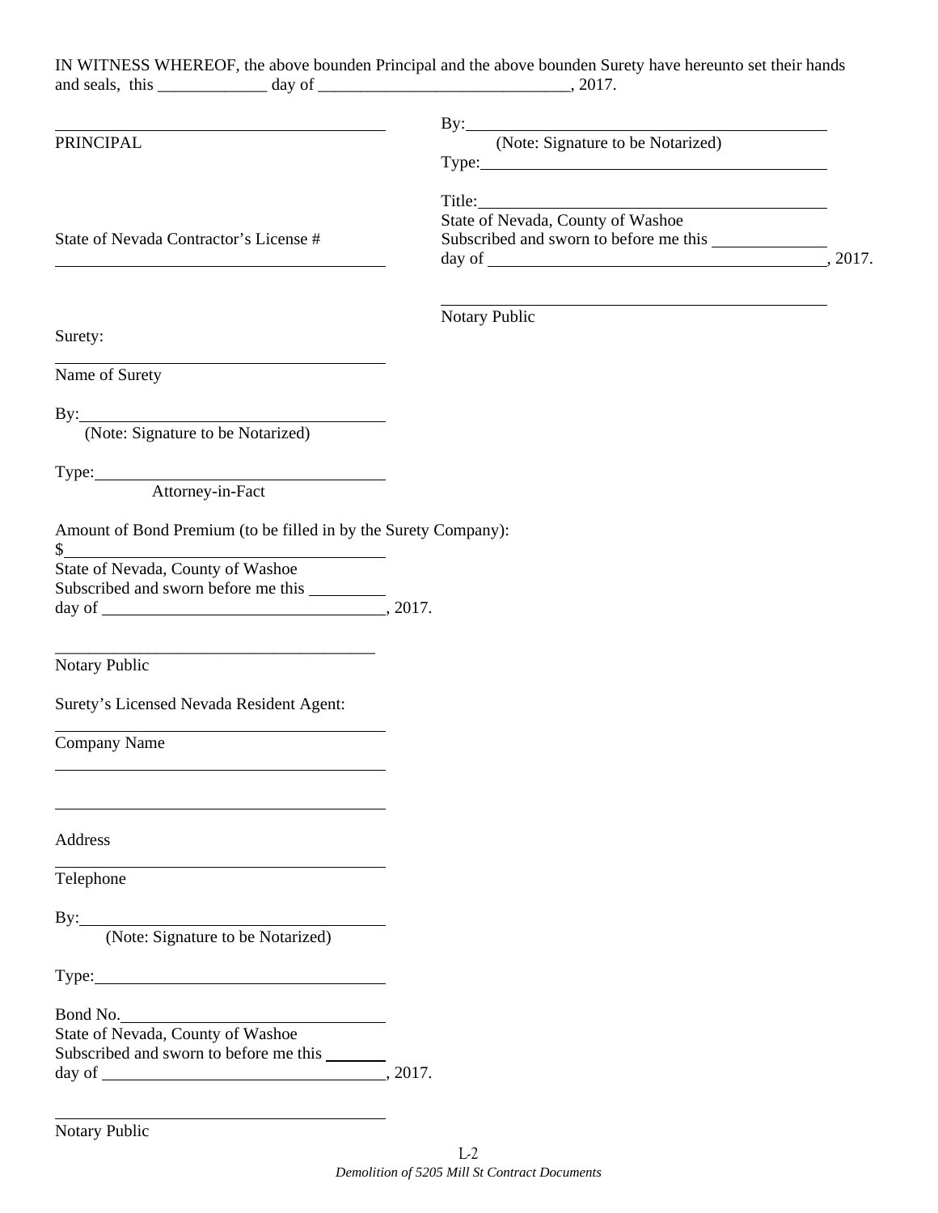IN WITNESS WHEREOF, the above bounden Principal and the above bounden Surety have hereunto set their hands and seals, this _____________ day of ______________________________, 2017.

_______________________________________
PRINCIPAL

By: _______________________________________
(Note: Signature to be Notarized)

Type: _______________________________________

Title: _______________________________________

State of Nevada, County of Washoe
Subscribed and sworn to before me this _____________
day of _______________________________________, 2017.

_______________________________________
Notary Public

State of Nevada Contractor's License #
_______________________________________

Surety:

_______________________________________
Name of Surety

By: _______________________________________
(Note: Signature to be Notarized)

Type: _______________________________________
Attorney-in-Fact

Amount of Bond Premium (to be filled in by the Surety Company):
$ _______________________________________

State of Nevada, County of Washoe
Subscribed and sworn before me this _________
day of _________________________________, 2017.

_______________________________________
Notary Public

Surety's Licensed Nevada Resident Agent:

_______________________________________
Company Name

_______________________________________

_______________________________________
Address

_______________________________________
Telephone

By: _______________________________________
(Note: Signature to be Notarized)

Type: _______________________________________

Bond No. _______________________________________

State of Nevada, County of Washoe
Subscribed and sworn to before me this _______
day of _________________________________, 2017.

_______________________________________
Notary Public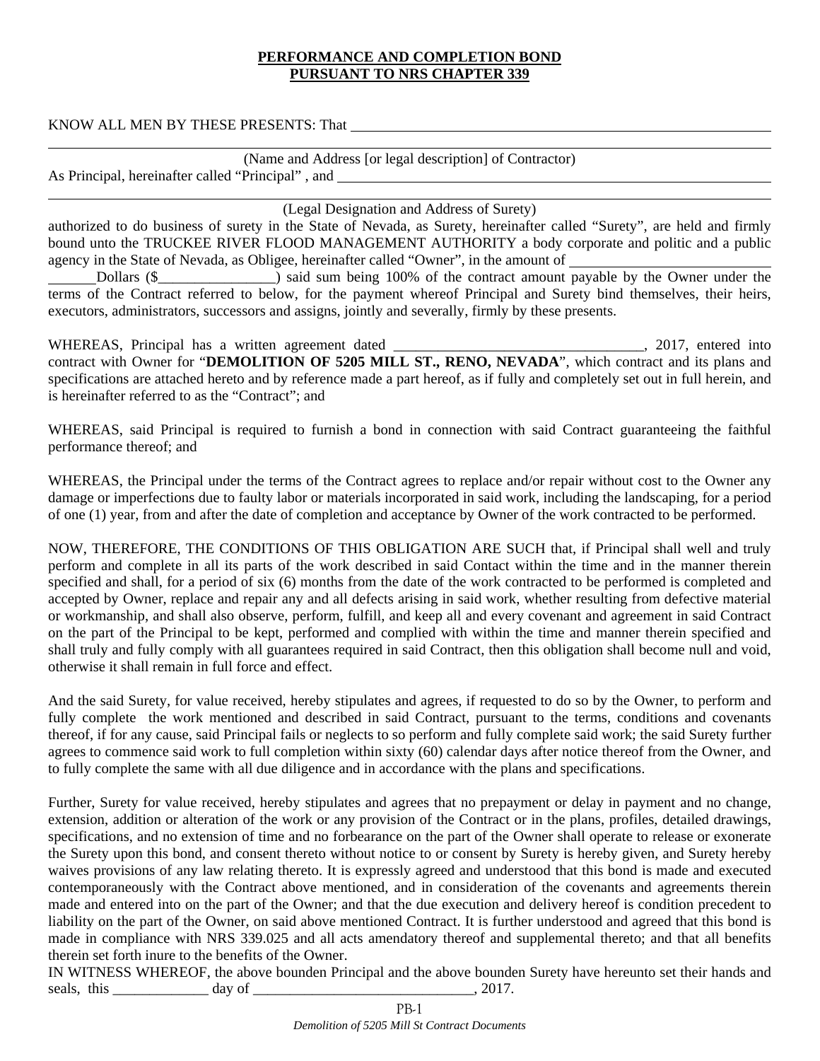**PERFORMANCE AND COMPLETION BOND**
**PURSUANT TO NRS CHAPTER 339**

KNOW ALL MEN BY THESE PRESENTS: That ____________________________________________________________

______________________________________________________________________________
(Name and Address [or legal description] of Contractor)

As Principal, hereinafter called “Principal” , and ____________________________________________________________

______________________________________________________________________________
(Legal Designation and Address of Surety)

authorized to do business of surety in the State of Nevada, as Surety, hereinafter called “Surety”, are held and firmly bound unto the TRUCKEE RIVER FLOOD MANAGEMENT AUTHORITY a body corporate and politic and a public agency in the State of Nevada, as Obligee, hereinafter called “Owner”, in the amount of ____________________________ ______Dollars ($________________) said sum being 100% of the contract amount payable by the Owner under the terms of the Contract referred to below, for the payment whereof Principal and Surety bind themselves, their heirs, executors, administrators, successors and assigns, jointly and severally, firmly by these presents.

WHEREAS, Principal has a written agreement dated ___________________________________, 2017, entered into contract with Owner for “**DEMOLITION OF 5205 MILL ST., RENO, NEVADA**”, which contract and its plans and specifications are attached hereto and by reference made a part hereof, as if fully and completely set out in full herein, and is hereinafter referred to as the “Contract”; and

WHEREAS, said Principal is required to furnish a bond in connection with said Contract guaranteeing the faithful performance thereof; and

WHEREAS, the Principal under the terms of the Contract agrees to replace and/or repair without cost to the Owner any damage or imperfections due to faulty labor or materials incorporated in said work, including the landscaping, for a period of one (1) year, from and after the date of completion and acceptance by Owner of the work contracted to be performed.

NOW, THEREFORE, THE CONDITIONS OF THIS OBLIGATION ARE SUCH that, if Principal shall well and truly perform and complete in all its parts of the work described in said Contact within the time and in the manner therein specified and shall, for a period of six (6) months from the date of the work contracted to be performed is completed and accepted by Owner, replace and repair any and all defects arising in said work, whether resulting from defective material or workmanship, and shall also observe, perform, fulfill, and keep all and every covenant and agreement in said Contract on the part of the Principal to be kept, performed and complied with within the time and manner therein specified and shall truly and fully comply with all guarantees required in said Contract, then this obligation shall become null and void, otherwise it shall remain in full force and effect.

And the said Surety, for value received, hereby stipulates and agrees, if requested to do so by the Owner, to perform and fully complete the work mentioned and described in said Contract, pursuant to the terms, conditions and covenants thereof, if for any cause, said Principal fails or neglects to so perform and fully complete said work; the said Surety further agrees to commence said work to full completion within sixty (60) calendar days after notice thereof from the Owner, and to fully complete the same with all due diligence and in accordance with the plans and specifications.

Further, Surety for value received, hereby stipulates and agrees that no prepayment or delay in payment and no change, extension, addition or alteration of the work or any provision of the Contract or in the plans, profiles, detailed drawings, specifications, and no extension of time and no forbearance on the part of the Owner shall operate to release or exonerate the Surety upon this bond, and consent thereto without notice to or consent by Surety is hereby given, and Surety hereby waives provisions of any law relating thereto. It is expressly agreed and understood that this bond is made and executed contemporaneously with the Contract above mentioned, and in consideration of the covenants and agreements therein made and entered into on the part of the Owner; and that the due execution and delivery hereof is condition precedent to liability on the part of the Owner, on said above mentioned Contract. It is further understood and agreed that this bond is made in compliance with NRS 339.025 and all acts amendatory thereof and supplemental thereto; and that all benefits therein set forth inure to the benefits of the Owner.

IN WITNESS WHEREOF, the above bounden Principal and the above bounden Surety have hereunto set their hands and seals, this _____________ day of _______________________________, 2017.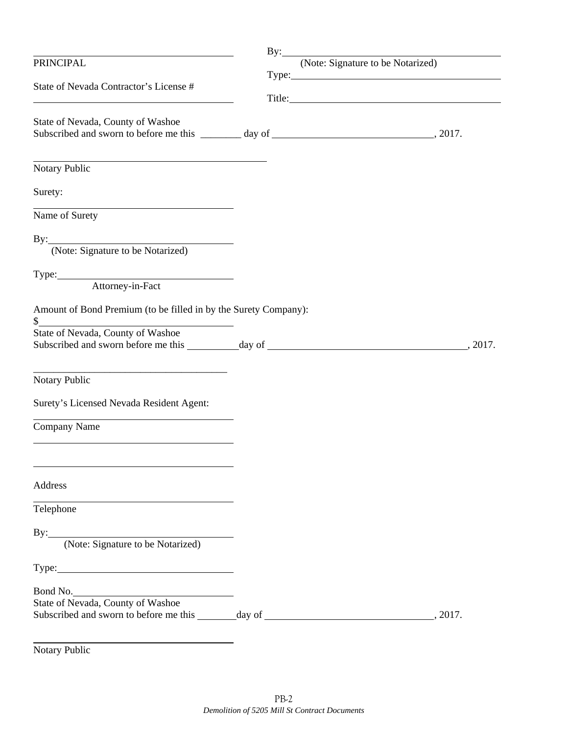_______________________________________
PRINCIPAL

State of Nevada Contractor's License #

_______________________________________

By: _______________________________________
(Note: Signature to be Notarized)

Type: _______________________________________

Title: _______________________________________

State of Nevada, County of Washoe
Subscribed and sworn to before me this ________ day of _______________________________, 2017.

_______________________________________
Notary Public

Surety:

_______________________________________
Name of Surety

By: _______________________________________
(Note: Signature to be Notarized)

Type: _______________________________________
Attorney-in-Fact

Amount of Bond Premium (to be filled in by the Surety Company):
$ _______________________________________

State of Nevada, County of Washoe
Subscribed and sworn to before me this __________ day of _______________________________________, 2017.

_______________________________________
Notary Public

Surety's Licensed Nevada Resident Agent:

_______________________________________
Company Name

_______________________________________

_______________________________________
Address

_______________________________________
Telephone

By: _______________________________________
(Note: Signature to be Notarized)

Type: _______________________________________

Bond No. _______________________________________

State of Nevada, County of Washoe
Subscribed and sworn to before me this ________ day of _______________________________, 2017.

_______________________________________
Notary Public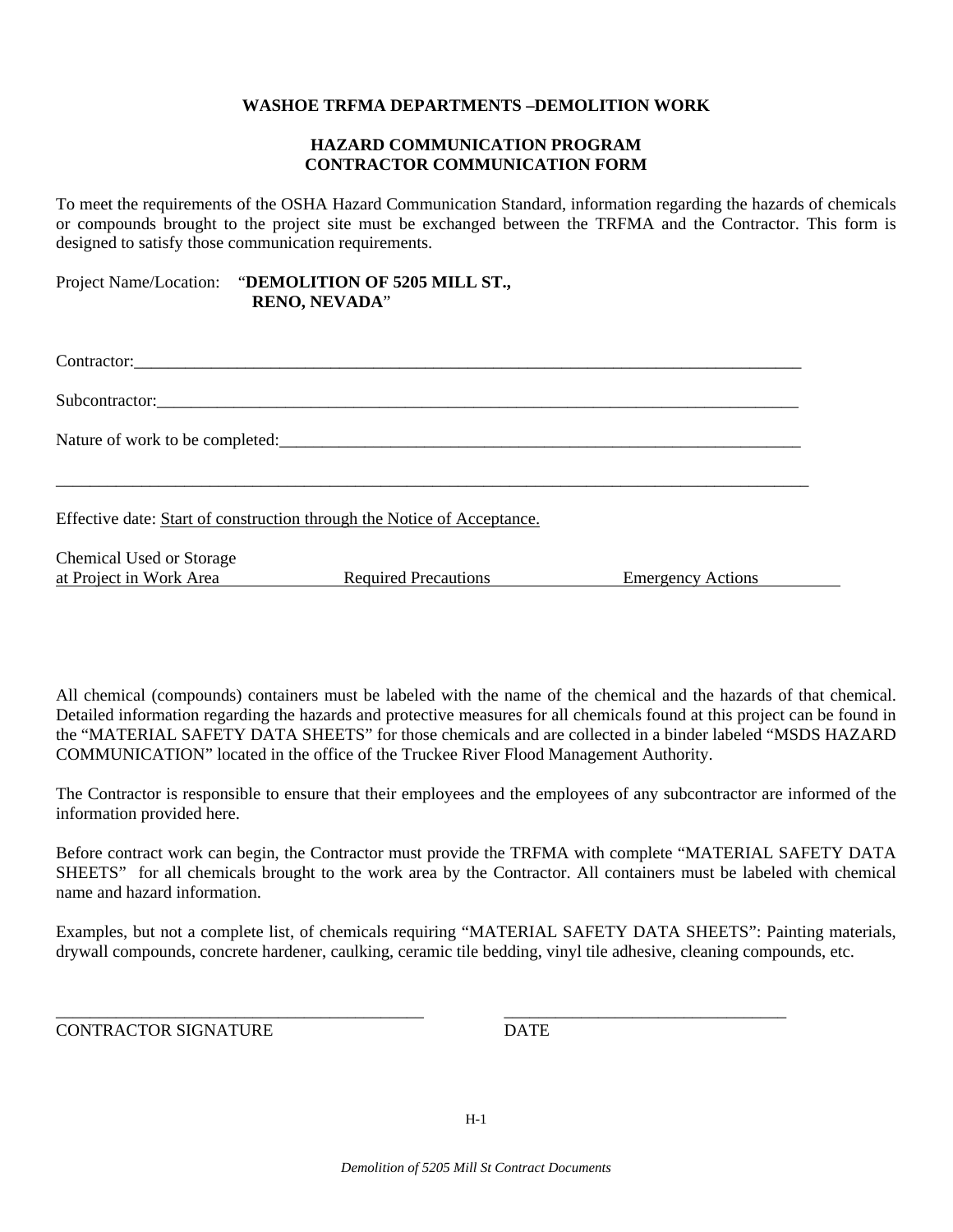**WASHOE TRFMA DEPARTMENTS –DEMOLITION WORK**

**HAZARD COMMUNICATION PROGRAM**
**CONTRACTOR COMMUNICATION FORM**

To meet the requirements of the OSHA Hazard Communication Standard, information regarding the hazards of chemicals or compounds brought to the project site must be exchanged between the TRFMA and the Contractor. This form is designed to satisfy those communication requirements.

Project Name/Location: "**DEMOLITION OF 5205 MILL ST., RENO, NEVADA**"

Contractor:___________________________________________________________________________

Subcontractor:________________________________________________________________________

Nature of work to be completed:________________________________________________________

_____________________________________________________________________________________

Effective date: Start of construction through the Notice of Acceptance.

| Chemical Used or Storage at Project in Work Area | Required Precautions | Emergency Actions |
|---|---|---|
| | | |

All chemical (compounds) containers must be labeled with the name of the chemical and the hazards of that chemical. Detailed information regarding the hazards and protective measures for all chemicals found at this project can be found in the "MATERIAL SAFETY DATA SHEETS" for those chemicals and are collected in a binder labeled "MSDS HAZARD COMMUNICATION" located in the office of the Truckee River Flood Management Authority.

The Contractor is responsible to ensure that their employees and the employees of any subcontractor are informed of the information provided here.

Before contract work can begin, the Contractor must provide the TRFMA with complete "MATERIAL SAFETY DATA SHEETS" for all chemicals brought to the work area by the Contractor. All containers must be labeled with chemical name and hazard information.

Examples, but not a complete list, of chemicals requiring "MATERIAL SAFETY DATA SHEETS": Painting materials, drywall compounds, concrete hardener, caulking, ceramic tile bedding, vinyl tile adhesive, cleaning compounds, etc.

_____________________________________________ ___________________________________

CONTRACTOR SIGNATURE DATE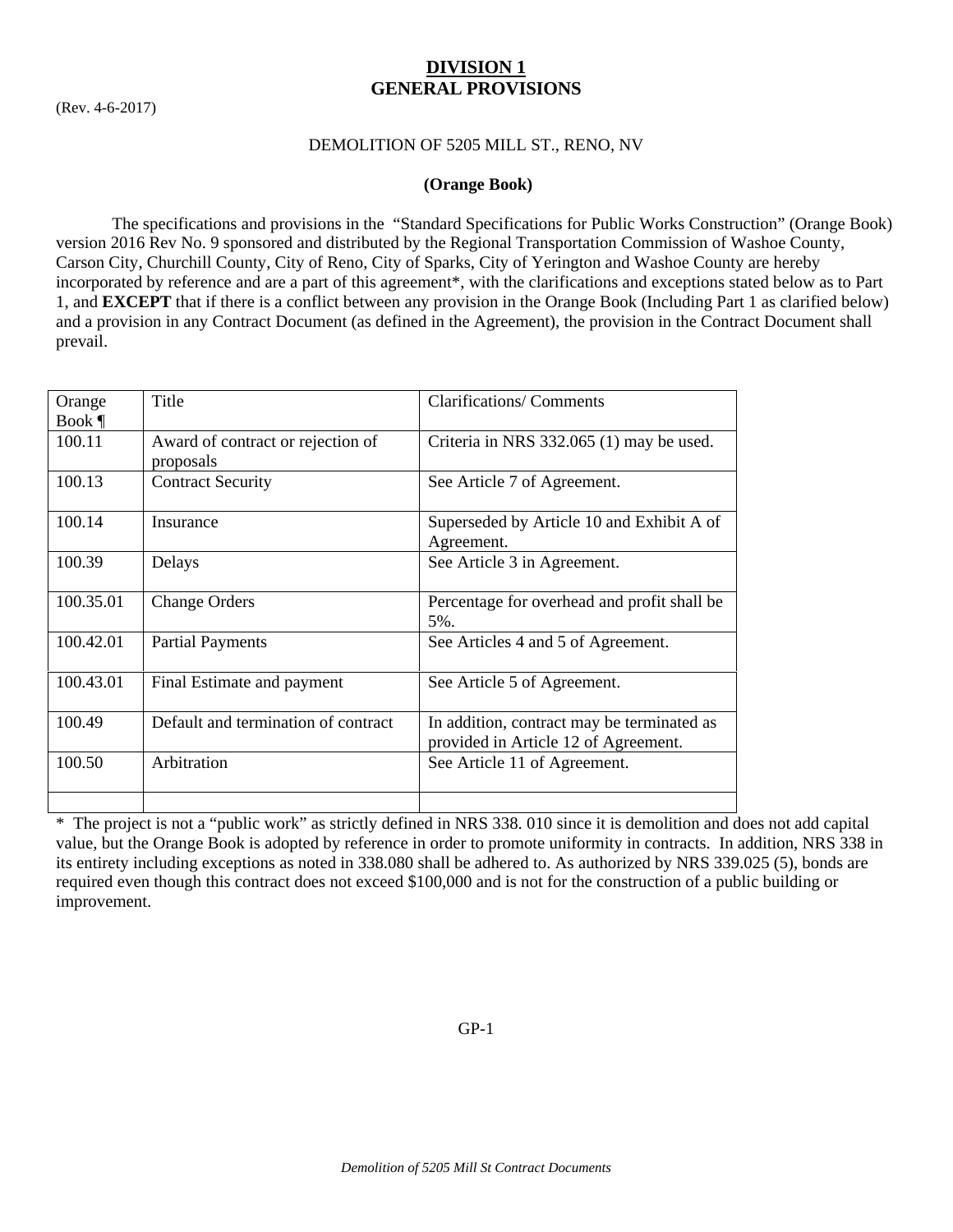# DIVISION 1
# GENERAL PROVISIONS

(Rev. 4-6-2017)

DEMOLITION OF 5205 MILL ST., RENO, NV

**(Orange Book)**

The specifications and provisions in the "Standard Specifications for Public Works Construction" (Orange Book) version 2016 Rev No. 9 sponsored and distributed by the Regional Transportation Commission of Washoe County, Carson City, Churchill County, City of Reno, City of Sparks, City of Yerington and Washoe County are hereby incorporated by reference and are a part of this agreement*, with the clarifications and exceptions stated below as to Part 1, and **EXCEPT** that if there is a conflict between any provision in the Orange Book (Including Part 1 as clarified below) and a provision in any Contract Document (as defined in the Agreement), the provision in the Contract Document shall prevail.

| Orange Book ¶ | Title | Clarifications/ Comments |
|---|---|---|
| 100.11 | Award of contract or rejection of proposals | Criteria in NRS 332.065 (1) may be used. |
| 100.13 | Contract Security | See Article 7 of Agreement. |
| 100.14 | Insurance | Superseded by Article 10 and Exhibit A of Agreement. |
| 100.39 | Delays | See Article 3 in Agreement. |
| 100.35.01 | Change Orders | Percentage for overhead and profit shall be 5%. |
| 100.42.01 | Partial Payments | See Articles 4 and 5 of Agreement. |
| 100.43.01 | Final Estimate and payment | See Article 5 of Agreement. |
| 100.49 | Default and termination of contract | In addition, contract may be terminated as provided in Article 12 of Agreement. |
| 100.50 | Arbitration | See Article 11 of Agreement. |
| | | |

* The project is not a "public work" as strictly defined in NRS 338. 010 since it is demolition and does not add capital value, but the Orange Book is adopted by reference in order to promote uniformity in contracts. In addition, NRS 338 in its entirety including exceptions as noted in 338.080 shall be adhered to. As authorized by NRS 339.025 (5), bonds are required even though this contract does not exceed $100,000 and is not for the construction of a public building or improvement.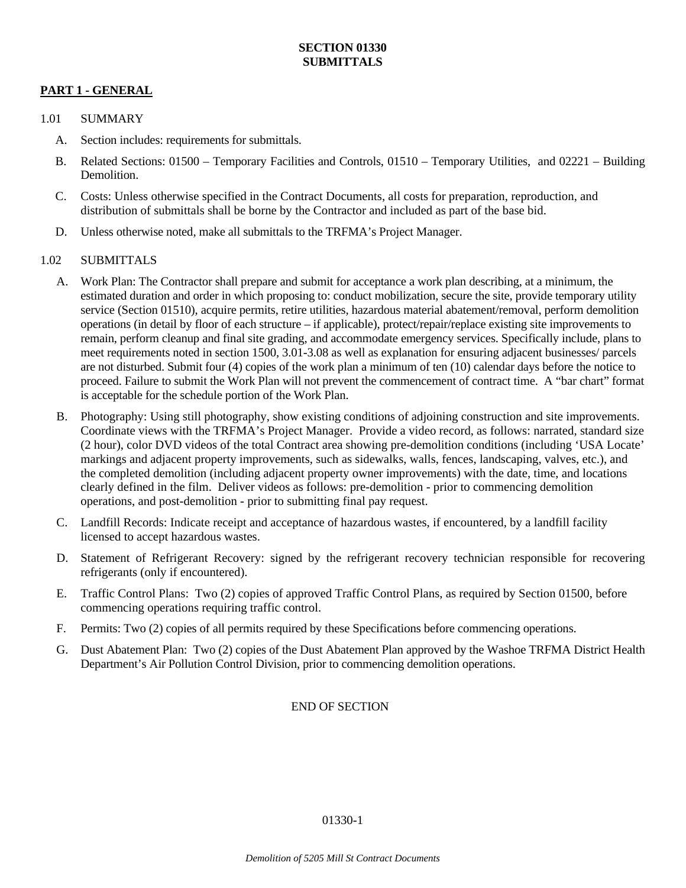# SECTION 01330
# SUBMITTALS

## PART 1 - GENERAL

1.01 SUMMARY

A. Section includes: requirements for submittals.

B. Related Sections: 01500 – Temporary Facilities and Controls, 01510 – Temporary Utilities, and 02221 – Building Demolition.

C. Costs: Unless otherwise specified in the Contract Documents, all costs for preparation, reproduction, and distribution of submittals shall be borne by the Contractor and included as part of the base bid.

D. Unless otherwise noted, make all submittals to the TRFMA's Project Manager.

1.02 SUBMITTALS

A. Work Plan: The Contractor shall prepare and submit for acceptance a work plan describing, at a minimum, the estimated duration and order in which proposing to: conduct mobilization, secure the site, provide temporary utility service (Section 01510), acquire permits, retire utilities, hazardous material abatement/removal, perform demolition operations (in detail by floor of each structure – if applicable), protect/repair/replace existing site improvements to remain, perform cleanup and final site grading, and accommodate emergency services. Specifically include, plans to meet requirements noted in section 1500, 3.01-3.08 as well as explanation for ensuring adjacent businesses/ parcels are not disturbed. Submit four (4) copies of the work plan a minimum of ten (10) calendar days before the notice to proceed. Failure to submit the Work Plan will not prevent the commencement of contract time. A "bar chart" format is acceptable for the schedule portion of the Work Plan.

B. Photography: Using still photography, show existing conditions of adjoining construction and site improvements. Coordinate views with the TRFMA's Project Manager. Provide a video record, as follows: narrated, standard size (2 hour), color DVD videos of the total Contract area showing pre-demolition conditions (including 'USA Locate' markings and adjacent property improvements, such as sidewalks, walls, fences, landscaping, valves, etc.), and the completed demolition (including adjacent property owner improvements) with the date, time, and locations clearly defined in the film. Deliver videos as follows: pre-demolition - prior to commencing demolition operations, and post-demolition - prior to submitting final pay request.

C. Landfill Records: Indicate receipt and acceptance of hazardous wastes, if encountered, by a landfill facility licensed to accept hazardous wastes.

D. Statement of Refrigerant Recovery: signed by the refrigerant recovery technician responsible for recovering refrigerants (only if encountered).

E. Traffic Control Plans: Two (2) copies of approved Traffic Control Plans, as required by Section 01500, before commencing operations requiring traffic control.

F. Permits: Two (2) copies of all permits required by these Specifications before commencing operations.

G. Dust Abatement Plan: Two (2) copies of the Dust Abatement Plan approved by the Washoe TRFMA District Health Department's Air Pollution Control Division, prior to commencing demolition operations.

END OF SECTION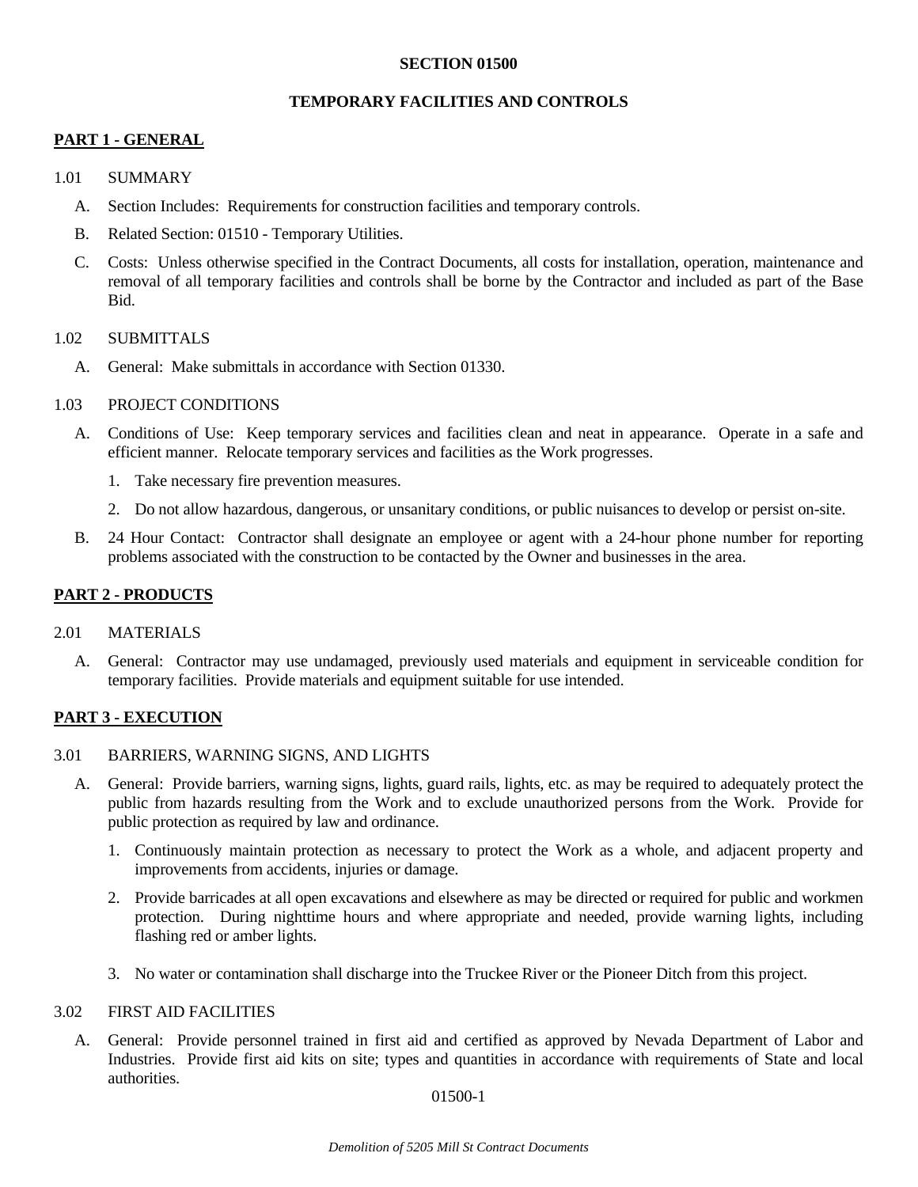# SECTION 01500

# TEMPORARY FACILITIES AND CONTROLS

## PART 1 - GENERAL

1.01 SUMMARY

A. Section Includes: Requirements for construction facilities and temporary controls.

B. Related Section: 01510 - Temporary Utilities.

C. Costs: Unless otherwise specified in the Contract Documents, all costs for installation, operation, maintenance and removal of all temporary facilities and controls shall be borne by the Contractor and included as part of the Base Bid.

1.02 SUBMITTALS

A. General: Make submittals in accordance with Section 01330.

1.03 PROJECT CONDITIONS

A. Conditions of Use: Keep temporary services and facilities clean and neat in appearance. Operate in a safe and efficient manner. Relocate temporary services and facilities as the Work progresses.

1. Take necessary fire prevention measures.

2. Do not allow hazardous, dangerous, or unsanitary conditions, or public nuisances to develop or persist on-site.

B. 24 Hour Contact: Contractor shall designate an employee or agent with a 24-hour phone number for reporting problems associated with the construction to be contacted by the Owner and businesses in the area.

## PART 2 - PRODUCTS

2.01 MATERIALS

A. General: Contractor may use undamaged, previously used materials and equipment in serviceable condition for temporary facilities. Provide materials and equipment suitable for use intended.

## PART 3 - EXECUTION

3.01 BARRIERS, WARNING SIGNS, AND LIGHTS

A. General: Provide barriers, warning signs, lights, guard rails, lights, etc. as may be required to adequately protect the public from hazards resulting from the Work and to exclude unauthorized persons from the Work. Provide for public protection as required by law and ordinance.

1. Continuously maintain protection as necessary to protect the Work as a whole, and adjacent property and improvements from accidents, injuries or damage.

2. Provide barricades at all open excavations and elsewhere as may be directed or required for public and workmen protection. During nighttime hours and where appropriate and needed, provide warning lights, including flashing red or amber lights.

3. No water or contamination shall discharge into the Truckee River or the Pioneer Ditch from this project.

3.02 FIRST AID FACILITIES

A. General: Provide personnel trained in first aid and certified as approved by Nevada Department of Labor and Industries. Provide first aid kits on site; types and quantities in accordance with requirements of State and local authorities.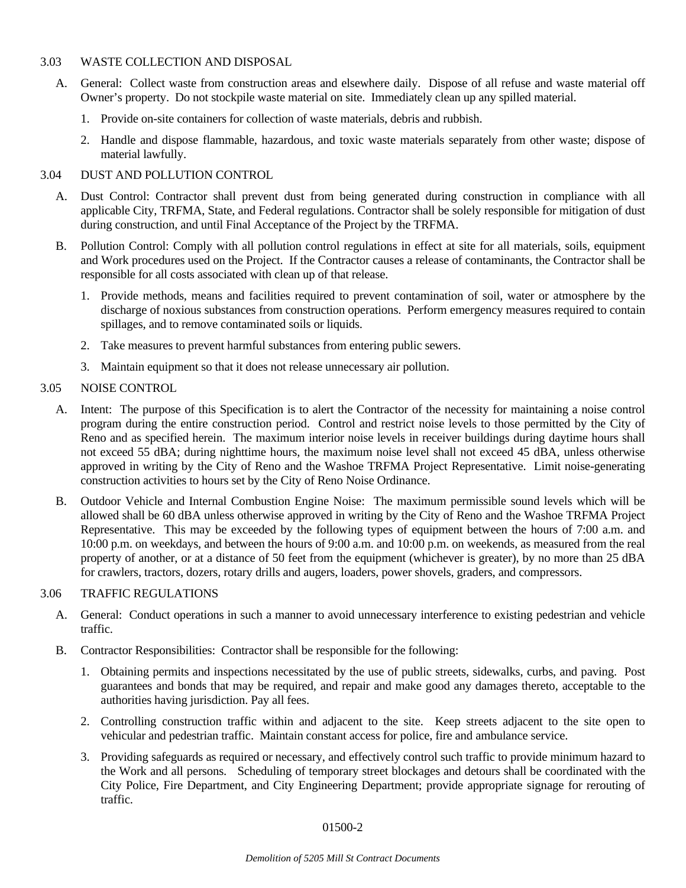## 3.03 WASTE COLLECTION AND DISPOSAL

A. General: Collect waste from construction areas and elsewhere daily. Dispose of all refuse and waste material off Owner's property. Do not stockpile waste material on site. Immediately clean up any spilled material.

1. Provide on-site containers for collection of waste materials, debris and rubbish.

2. Handle and dispose flammable, hazardous, and toxic waste materials separately from other waste; dispose of material lawfully.

## 3.04 DUST AND POLLUTION CONTROL

A. Dust Control: Contractor shall prevent dust from being generated during construction in compliance with all applicable City, TRFMA, State, and Federal regulations. Contractor shall be solely responsible for mitigation of dust during construction, and until Final Acceptance of the Project by the TRFMA.

B. Pollution Control: Comply with all pollution control regulations in effect at site for all materials, soils, equipment and Work procedures used on the Project. If the Contractor causes a release of contaminants, the Contractor shall be responsible for all costs associated with clean up of that release.

1. Provide methods, means and facilities required to prevent contamination of soil, water or atmosphere by the discharge of noxious substances from construction operations. Perform emergency measures required to contain spillages, and to remove contaminated soils or liquids.

2. Take measures to prevent harmful substances from entering public sewers.

3. Maintain equipment so that it does not release unnecessary air pollution.

## 3.05 NOISE CONTROL

A. Intent: The purpose of this Specification is to alert the Contractor of the necessity for maintaining a noise control program during the entire construction period. Control and restrict noise levels to those permitted by the City of Reno and as specified herein. The maximum interior noise levels in receiver buildings during daytime hours shall not exceed 55 dBA; during nighttime hours, the maximum noise level shall not exceed 45 dBA, unless otherwise approved in writing by the City of Reno and the Washoe TRFMA Project Representative. Limit noise-generating construction activities to hours set by the City of Reno Noise Ordinance.

B. Outdoor Vehicle and Internal Combustion Engine Noise: The maximum permissible sound levels which will be allowed shall be 60 dBA unless otherwise approved in writing by the City of Reno and the Washoe TRFMA Project Representative. This may be exceeded by the following types of equipment between the hours of 7:00 a.m. and 10:00 p.m. on weekdays, and between the hours of 9:00 a.m. and 10:00 p.m. on weekends, as measured from the real property of another, or at a distance of 50 feet from the equipment (whichever is greater), by no more than 25 dBA for crawlers, tractors, dozers, rotary drills and augers, loaders, power shovels, graders, and compressors.

## 3.06 TRAFFIC REGULATIONS

A. General: Conduct operations in such a manner to avoid unnecessary interference to existing pedestrian and vehicle traffic.

B. Contractor Responsibilities: Contractor shall be responsible for the following:

1. Obtaining permits and inspections necessitated by the use of public streets, sidewalks, curbs, and paving. Post guarantees and bonds that may be required, and repair and make good any damages thereto, acceptable to the authorities having jurisdiction. Pay all fees.

2. Controlling construction traffic within and adjacent to the site. Keep streets adjacent to the site open to vehicular and pedestrian traffic. Maintain constant access for police, fire and ambulance service.

3. Providing safeguards as required or necessary, and effectively control such traffic to provide minimum hazard to the Work and all persons. Scheduling of temporary street blockages and detours shall be coordinated with the City Police, Fire Department, and City Engineering Department; provide appropriate signage for rerouting of traffic.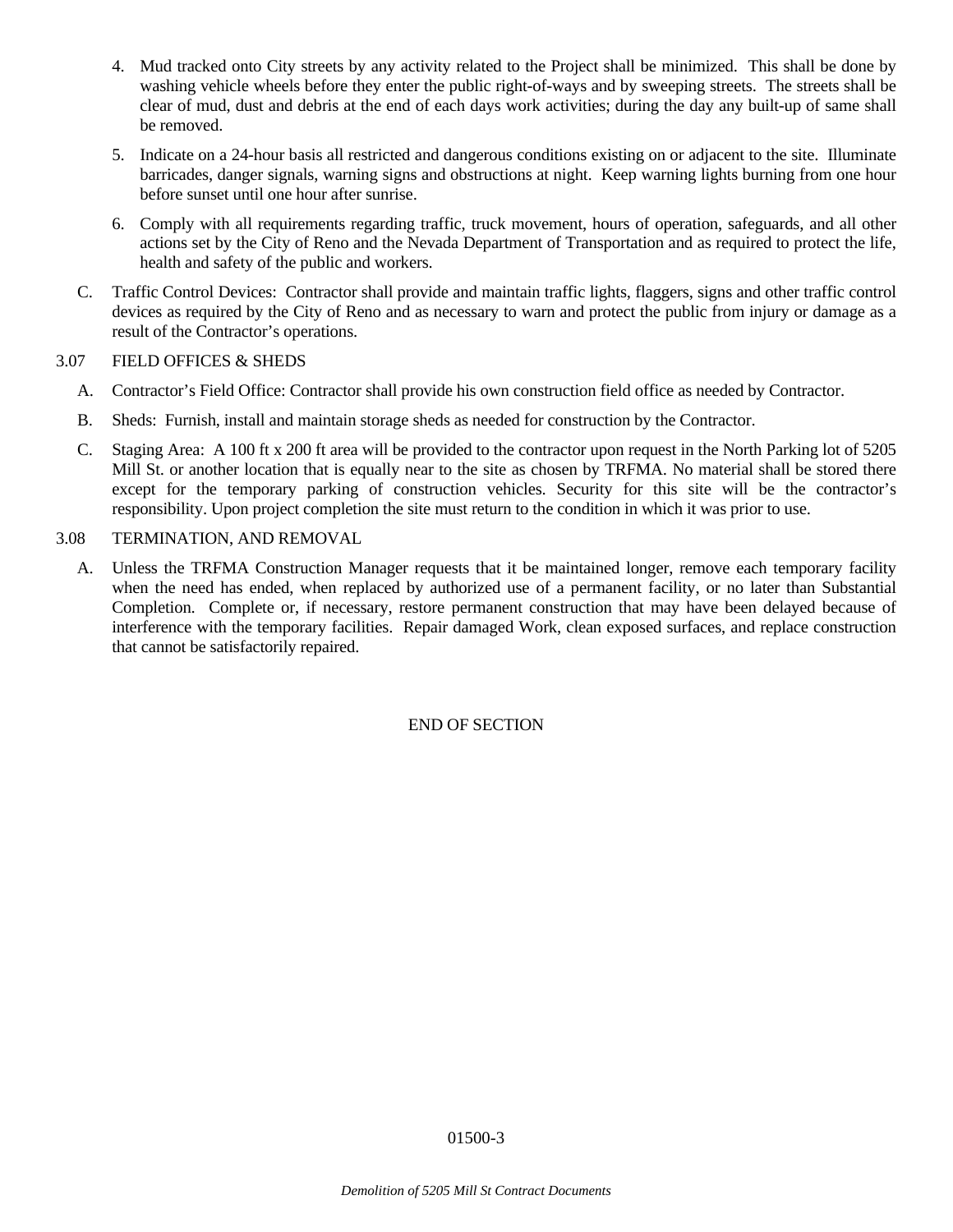4. Mud tracked onto City streets by any activity related to the Project shall be minimized. This shall be done by washing vehicle wheels before they enter the public right-of-ways and by sweeping streets. The streets shall be clear of mud, dust and debris at the end of each days work activities; during the day any built-up of same shall be removed.

5. Indicate on a 24-hour basis all restricted and dangerous conditions existing on or adjacent to the site. Illuminate barricades, danger signals, warning signs and obstructions at night. Keep warning lights burning from one hour before sunset until one hour after sunrise.

6. Comply with all requirements regarding traffic, truck movement, hours of operation, safeguards, and all other actions set by the City of Reno and the Nevada Department of Transportation and as required to protect the life, health and safety of the public and workers.

C. Traffic Control Devices: Contractor shall provide and maintain traffic lights, flaggers, signs and other traffic control devices as required by the City of Reno and as necessary to warn and protect the public from injury or damage as a result of the Contractor's operations.

3.07 FIELD OFFICES & SHEDS

A. Contractor's Field Office: Contractor shall provide his own construction field office as needed by Contractor.

B. Sheds: Furnish, install and maintain storage sheds as needed for construction by the Contractor.

C. Staging Area: A 100 ft x 200 ft area will be provided to the contractor upon request in the North Parking lot of 5205 Mill St. or another location that is equally near to the site as chosen by TRFMA. No material shall be stored there except for the temporary parking of construction vehicles. Security for this site will be the contractor's responsibility. Upon project completion the site must return to the condition in which it was prior to use.

3.08 TERMINATION, AND REMOVAL

A. Unless the TRFMA Construction Manager requests that it be maintained longer, remove each temporary facility when the need has ended, when replaced by authorized use of a permanent facility, or no later than Substantial Completion. Complete or, if necessary, restore permanent construction that may have been delayed because of interference with the temporary facilities. Repair damaged Work, clean exposed surfaces, and replace construction that cannot be satisfactorily repaired.

END OF SECTION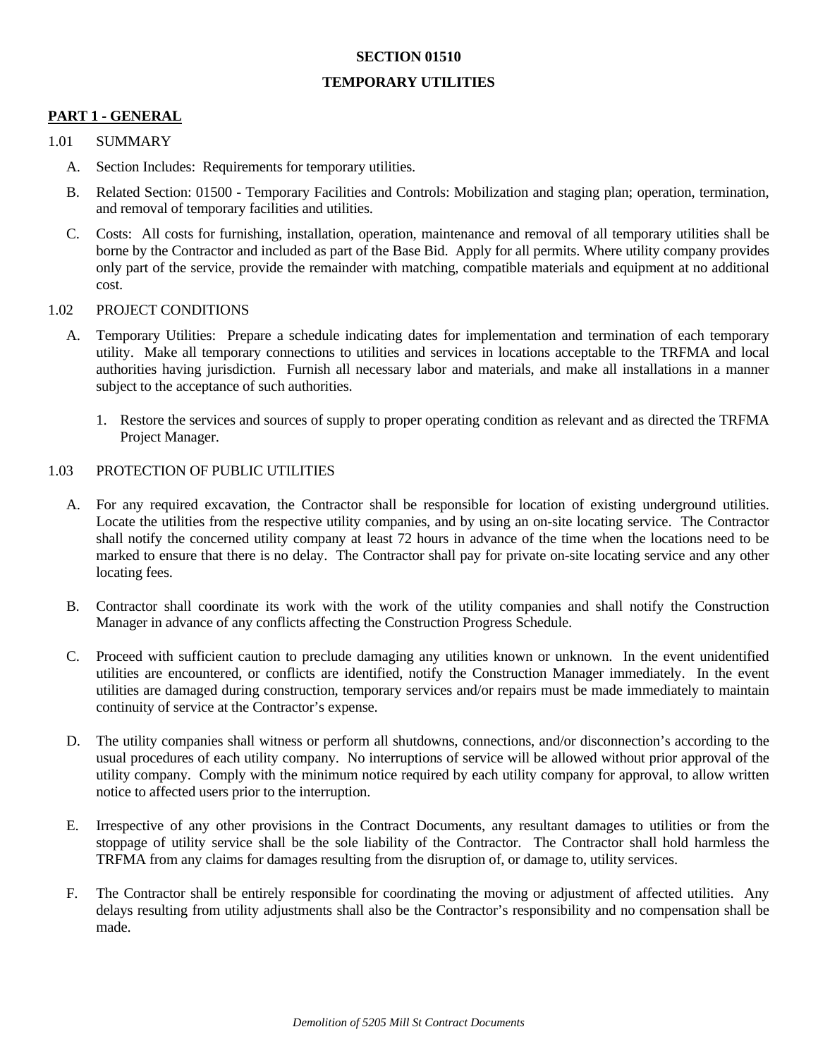# SECTION 01510

# TEMPORARY UTILITIES

## PART 1 - GENERAL

### 1.01 SUMMARY

A. Section Includes: Requirements for temporary utilities.

B. Related Section: 01500 - Temporary Facilities and Controls: Mobilization and staging plan; operation, termination, and removal of temporary facilities and utilities.

C. Costs: All costs for furnishing, installation, operation, maintenance and removal of all temporary utilities shall be borne by the Contractor and included as part of the Base Bid. Apply for all permits. Where utility company provides only part of the service, provide the remainder with matching, compatible materials and equipment at no additional cost.

### 1.02 PROJECT CONDITIONS

A. Temporary Utilities: Prepare a schedule indicating dates for implementation and termination of each temporary utility. Make all temporary connections to utilities and services in locations acceptable to the TRFMA and local authorities having jurisdiction. Furnish all necessary labor and materials, and make all installations in a manner subject to the acceptance of such authorities.

1. Restore the services and sources of supply to proper operating condition as relevant and as directed the TRFMA Project Manager.

### 1.03 PROTECTION OF PUBLIC UTILITIES

A. For any required excavation, the Contractor shall be responsible for location of existing underground utilities. Locate the utilities from the respective utility companies, and by using an on-site locating service. The Contractor shall notify the concerned utility company at least 72 hours in advance of the time when the locations need to be marked to ensure that there is no delay. The Contractor shall pay for private on-site locating service and any other locating fees.

B. Contractor shall coordinate its work with the work of the utility companies and shall notify the Construction Manager in advance of any conflicts affecting the Construction Progress Schedule.

C. Proceed with sufficient caution to preclude damaging any utilities known or unknown. In the event unidentified utilities are encountered, or conflicts are identified, notify the Construction Manager immediately. In the event utilities are damaged during construction, temporary services and/or repairs must be made immediately to maintain continuity of service at the Contractor's expense.

D. The utility companies shall witness or perform all shutdowns, connections, and/or disconnection's according to the usual procedures of each utility company. No interruptions of service will be allowed without prior approval of the utility company. Comply with the minimum notice required by each utility company for approval, to allow written notice to affected users prior to the interruption.

E. Irrespective of any other provisions in the Contract Documents, any resultant damages to utilities or from the stoppage of utility service shall be the sole liability of the Contractor. The Contractor shall hold harmless the TRFMA from any claims for damages resulting from the disruption of, or damage to, utility services.

F. The Contractor shall be entirely responsible for coordinating the moving or adjustment of affected utilities. Any delays resulting from utility adjustments shall also be the Contractor's responsibility and no compensation shall be made.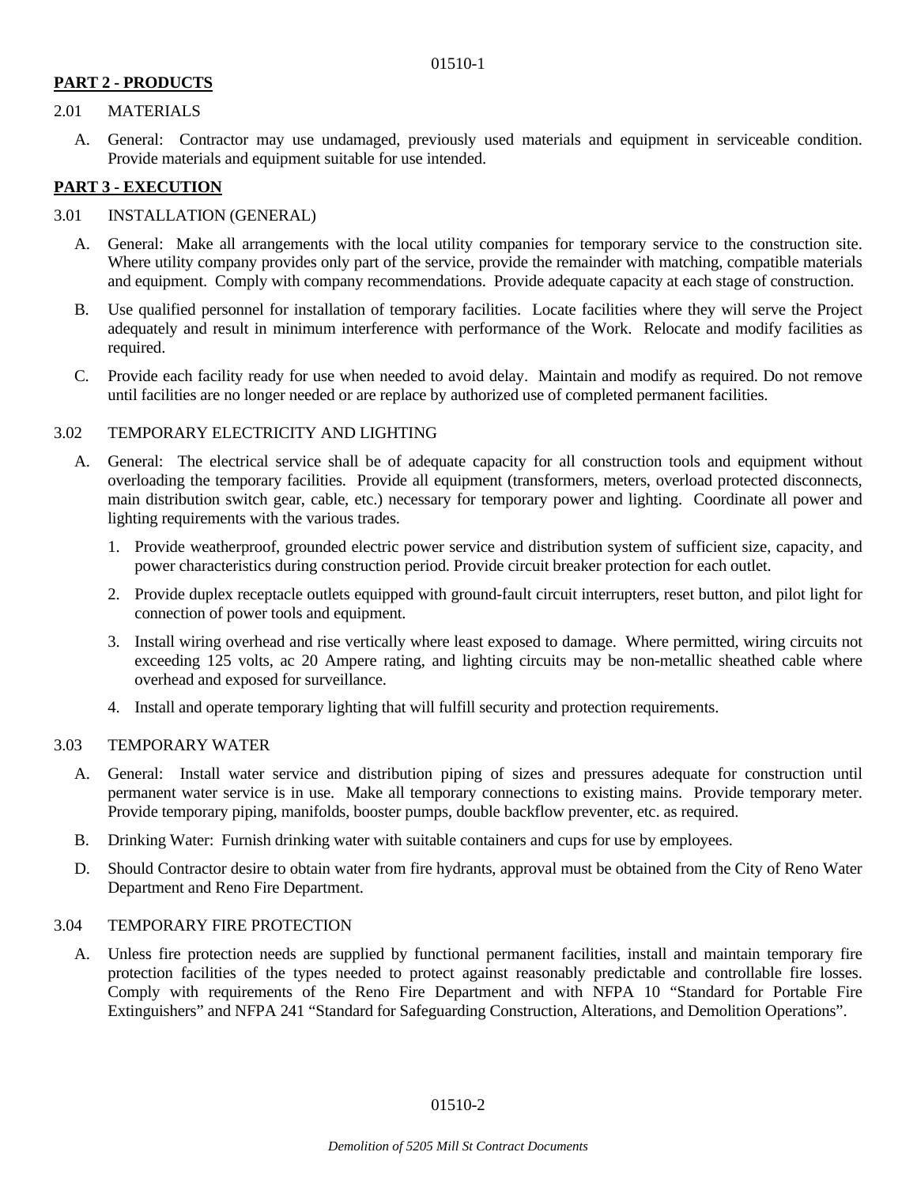## PART 2 - PRODUCTS

2.01 MATERIALS

A. General: Contractor may use undamaged, previously used materials and equipment in serviceable condition. Provide materials and equipment suitable for use intended.

## PART 3 - EXECUTION

3.01 INSTALLATION (GENERAL)

A. General: Make all arrangements with the local utility companies for temporary service to the construction site. Where utility company provides only part of the service, provide the remainder with matching, compatible materials and equipment. Comply with company recommendations. Provide adequate capacity at each stage of construction.

B. Use qualified personnel for installation of temporary facilities. Locate facilities where they will serve the Project adequately and result in minimum interference with performance of the Work. Relocate and modify facilities as required.

C. Provide each facility ready for use when needed to avoid delay. Maintain and modify as required. Do not remove until facilities are no longer needed or are replace by authorized use of completed permanent facilities.

3.02 TEMPORARY ELECTRICITY AND LIGHTING

A. General: The electrical service shall be of adequate capacity for all construction tools and equipment without overloading the temporary facilities. Provide all equipment (transformers, meters, overload protected disconnects, main distribution switch gear, cable, etc.) necessary for temporary power and lighting. Coordinate all power and lighting requirements with the various trades.

1. Provide weatherproof, grounded electric power service and distribution system of sufficient size, capacity, and power characteristics during construction period. Provide circuit breaker protection for each outlet.
2. Provide duplex receptacle outlets equipped with ground-fault circuit interrupters, reset button, and pilot light for connection of power tools and equipment.
3. Install wiring overhead and rise vertically where least exposed to damage. Where permitted, wiring circuits not exceeding 125 volts, ac 20 Ampere rating, and lighting circuits may be non-metallic sheathed cable where overhead and exposed for surveillance.
4. Install and operate temporary lighting that will fulfill security and protection requirements.

3.03 TEMPORARY WATER

A. General: Install water service and distribution piping of sizes and pressures adequate for construction until permanent water service is in use. Make all temporary connections to existing mains. Provide temporary meter. Provide temporary piping, manifolds, booster pumps, double backflow preventer, etc. as required.

B. Drinking Water: Furnish drinking water with suitable containers and cups for use by employees.

D. Should Contractor desire to obtain water from fire hydrants, approval must be obtained from the City of Reno Water Department and Reno Fire Department.

3.04 TEMPORARY FIRE PROTECTION

A. Unless fire protection needs are supplied by functional permanent facilities, install and maintain temporary fire protection facilities of the types needed to protect against reasonably predictable and controllable fire losses. Comply with requirements of the Reno Fire Department and with NFPA 10 "Standard for Portable Fire Extinguishers" and NFPA 241 "Standard for Safeguarding Construction, Alterations, and Demolition Operations".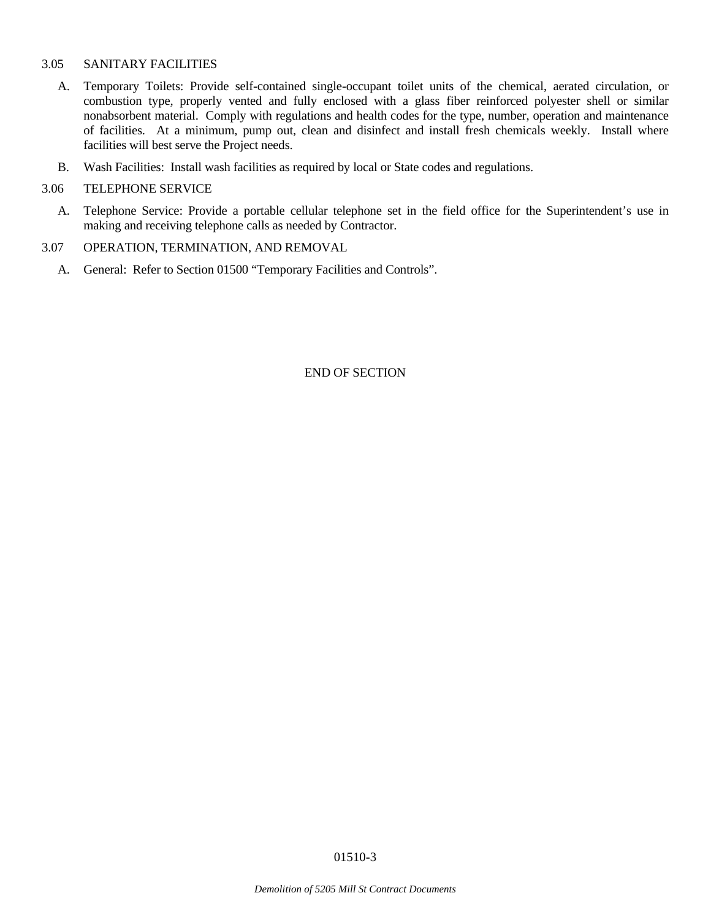### 3.05 SANITARY FACILITIES

A. Temporary Toilets: Provide self-contained single-occupant toilet units of the chemical, aerated circulation, or combustion type, properly vented and fully enclosed with a glass fiber reinforced polyester shell or similar nonabsorbent material. Comply with regulations and health codes for the type, number, operation and maintenance of facilities. At a minimum, pump out, clean and disinfect and install fresh chemicals weekly. Install where facilities will best serve the Project needs.

B. Wash Facilities: Install wash facilities as required by local or State codes and regulations.

### 3.06 TELEPHONE SERVICE

A. Telephone Service: Provide a portable cellular telephone set in the field office for the Superintendent's use in making and receiving telephone calls as needed by Contractor.

### 3.07 OPERATION, TERMINATION, AND REMOVAL

A. General: Refer to Section 01500 "Temporary Facilities and Controls".

END OF SECTION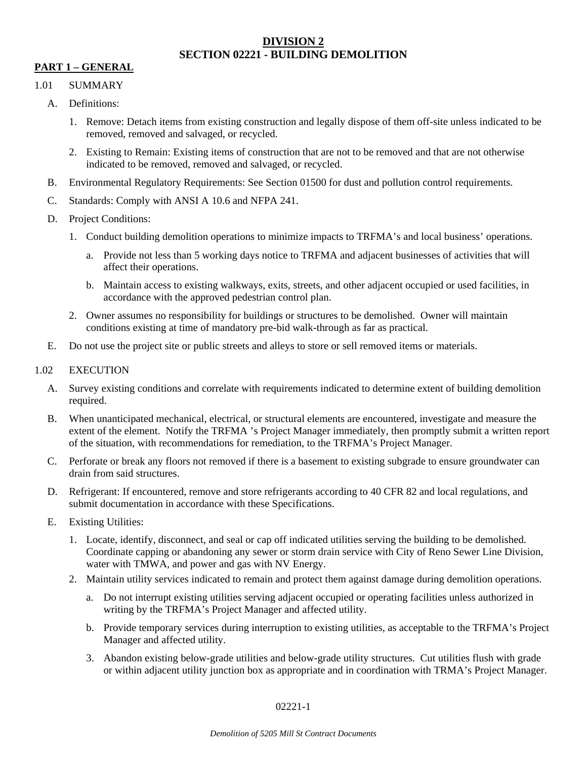# DIVISION 2

# SECTION 02221 - BUILDING DEMOLITION

## PART 1 – GENERAL

1.01 SUMMARY

A. Definitions:

1. Remove: Detach items from existing construction and legally dispose of them off-site unless indicated to be removed, removed and salvaged, or recycled.

2. Existing to Remain: Existing items of construction that are not to be removed and that are not otherwise indicated to be removed, removed and salvaged, or recycled.

B. Environmental Regulatory Requirements: See Section 01500 for dust and pollution control requirements.

C. Standards: Comply with ANSI A 10.6 and NFPA 241.

D. Project Conditions:

1. Conduct building demolition operations to minimize impacts to TRFMA's and local business' operations.

   a. Provide not less than 5 working days notice to TRFMA and adjacent businesses of activities that will affect their operations.

   b. Maintain access to existing walkways, exits, streets, and other adjacent occupied or used facilities, in accordance with the approved pedestrian control plan.

2. Owner assumes no responsibility for buildings or structures to be demolished. Owner will maintain conditions existing at time of mandatory pre-bid walk-through as far as practical.

E. Do not use the project site or public streets and alleys to store or sell removed items or materials.

1.02 EXECUTION

A. Survey existing conditions and correlate with requirements indicated to determine extent of building demolition required.

B. When unanticipated mechanical, electrical, or structural elements are encountered, investigate and measure the extent of the element. Notify the TRFMA 's Project Manager immediately, then promptly submit a written report of the situation, with recommendations for remediation, to the TRFMA's Project Manager.

C. Perforate or break any floors not removed if there is a basement to existing subgrade to ensure groundwater can drain from said structures.

D. Refrigerant: If encountered, remove and store refrigerants according to 40 CFR 82 and local regulations, and submit documentation in accordance with these Specifications.

E. Existing Utilities:

1. Locate, identify, disconnect, and seal or cap off indicated utilities serving the building to be demolished. Coordinate capping or abandoning any sewer or storm drain service with City of Reno Sewer Line Division, water with TMWA, and power and gas with NV Energy.

2. Maintain utility services indicated to remain and protect them against damage during demolition operations.

   a. Do not interrupt existing utilities serving adjacent occupied or operating facilities unless authorized in writing by the TRFMA's Project Manager and affected utility.

   b. Provide temporary services during interruption to existing utilities, as acceptable to the TRFMA's Project Manager and affected utility.

3. Abandon existing below-grade utilities and below-grade utility structures. Cut utilities flush with grade or within adjacent utility junction box as appropriate and in coordination with TRMA's Project Manager.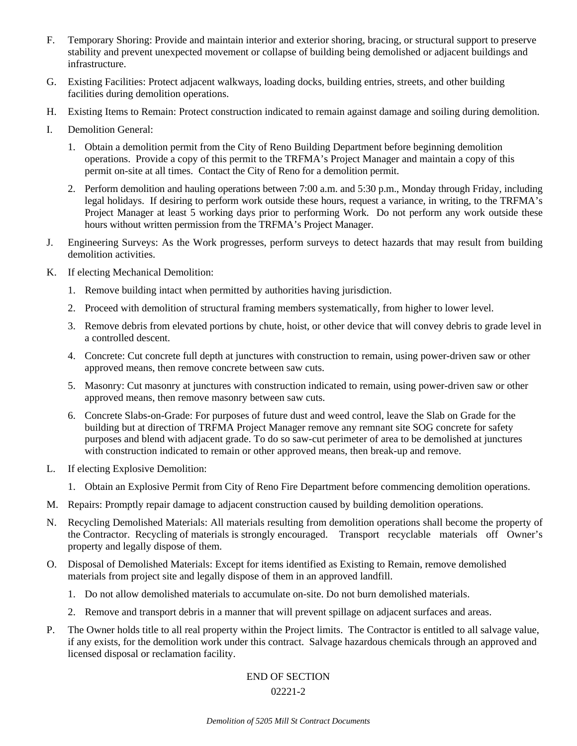F. Temporary Shoring: Provide and maintain interior and exterior shoring, bracing, or structural support to preserve stability and prevent unexpected movement or collapse of building being demolished or adjacent buildings and infrastructure.

G. Existing Facilities: Protect adjacent walkways, loading docks, building entries, streets, and other building facilities during demolition operations.

H. Existing Items to Remain: Protect construction indicated to remain against damage and soiling during demolition.

I. Demolition General:

   1. Obtain a demolition permit from the City of Reno Building Department before beginning demolition operations. Provide a copy of this permit to the TRFMA's Project Manager and maintain a copy of this permit on-site at all times. Contact the City of Reno for a demolition permit.

   2. Perform demolition and hauling operations between 7:00 a.m. and 5:30 p.m., Monday through Friday, including legal holidays. If desiring to perform work outside these hours, request a variance, in writing, to the TRFMA's Project Manager at least 5 working days prior to performing Work. Do not perform any work outside these hours without written permission from the TRFMA's Project Manager.

J. Engineering Surveys: As the Work progresses, perform surveys to detect hazards that may result from building demolition activities.

K. If electing Mechanical Demolition:

   1. Remove building intact when permitted by authorities having jurisdiction.

   2. Proceed with demolition of structural framing members systematically, from higher to lower level.

   3. Remove debris from elevated portions by chute, hoist, or other device that will convey debris to grade level in a controlled descent.

   4. Concrete: Cut concrete full depth at junctures with construction to remain, using power-driven saw or other approved means, then remove concrete between saw cuts.

   5. Masonry: Cut masonry at junctures with construction indicated to remain, using power-driven saw or other approved means, then remove masonry between saw cuts.

   6. Concrete Slabs-on-Grade: For purposes of future dust and weed control, leave the Slab on Grade for the building but at direction of TRFMA Project Manager remove any remnant site SOG concrete for safety purposes and blend with adjacent grade. To do so saw-cut perimeter of area to be demolished at junctures with construction indicated to remain or other approved means, then break-up and remove.

L. If electing Explosive Demolition:

   1. Obtain an Explosive Permit from City of Reno Fire Department before commencing demolition operations.

M. Repairs: Promptly repair damage to adjacent construction caused by building demolition operations.

N. Recycling Demolished Materials: All materials resulting from demolition operations shall become the property of the Contractor. Recycling of materials is strongly encouraged. Transport recyclable materials off Owner's property and legally dispose of them.

O. Disposal of Demolished Materials: Except for items identified as Existing to Remain, remove demolished materials from project site and legally dispose of them in an approved landfill.

   1. Do not allow demolished materials to accumulate on-site. Do not burn demolished materials.

   2. Remove and transport debris in a manner that will prevent spillage on adjacent surfaces and areas.

P. The Owner holds title to all real property within the Project limits. The Contractor is entitled to all salvage value, if any exists, for the demolition work under this contract. Salvage hazardous chemicals through an approved and licensed disposal or reclamation facility.

END OF SECTION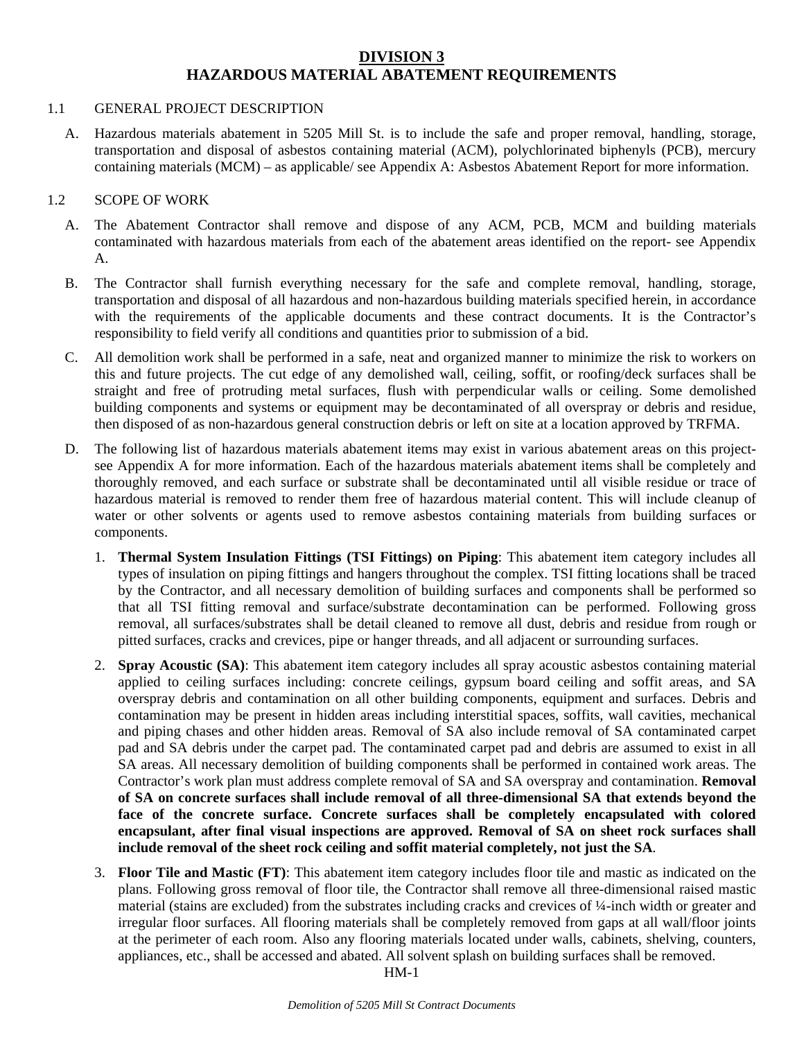# DIVISION 3
# HAZARDOUS MATERIAL ABATEMENT REQUIREMENTS

1.1 GENERAL PROJECT DESCRIPTION

A. Hazardous materials abatement in 5205 Mill St. is to include the safe and proper removal, handling, storage, transportation and disposal of asbestos containing material (ACM), polychlorinated biphenyls (PCB), mercury containing materials (MCM) – as applicable/ see Appendix A: Asbestos Abatement Report for more information.

1.2 SCOPE OF WORK

A. The Abatement Contractor shall remove and dispose of any ACM, PCB, MCM and building materials contaminated with hazardous materials from each of the abatement areas identified on the report- see Appendix A.

B. The Contractor shall furnish everything necessary for the safe and complete removal, handling, storage, transportation and disposal of all hazardous and non-hazardous building materials specified herein, in accordance with the requirements of the applicable documents and these contract documents. It is the Contractor's responsibility to field verify all conditions and quantities prior to submission of a bid.

C. All demolition work shall be performed in a safe, neat and organized manner to minimize the risk to workers on this and future projects. The cut edge of any demolished wall, ceiling, soffit, or roofing/deck surfaces shall be straight and free of protruding metal surfaces, flush with perpendicular walls or ceiling. Some demolished building components and systems or equipment may be decontaminated of all overspray or debris and residue, then disposed of as non-hazardous general construction debris or left on site at a location approved by TRFMA.

D. The following list of hazardous materials abatement items may exist in various abatement areas on this project- see Appendix A for more information. Each of the hazardous materials abatement items shall be completely and thoroughly removed, and each surface or substrate shall be decontaminated until all visible residue or trace of hazardous material is removed to render them free of hazardous material content. This will include cleanup of water or other solvents or agents used to remove asbestos containing materials from building surfaces or components.

1. **Thermal System Insulation Fittings (TSI Fittings) on Piping**: This abatement item category includes all types of insulation on piping fittings and hangers throughout the complex. TSI fitting locations shall be traced by the Contractor, and all necessary demolition of building surfaces and components shall be performed so that all TSI fitting removal and surface/substrate decontamination can be performed. Following gross removal, all surfaces/substrates shall be detail cleaned to remove all dust, debris and residue from rough or pitted surfaces, cracks and crevices, pipe or hanger threads, and all adjacent or surrounding surfaces.

2. **Spray Acoustic (SA)**: This abatement item category includes all spray acoustic asbestos containing material applied to ceiling surfaces including: concrete ceilings, gypsum board ceiling and soffit areas, and SA overspray debris and contamination on all other building components, equipment and surfaces. Debris and contamination may be present in hidden areas including interstitial spaces, soffits, wall cavities, mechanical and piping chases and other hidden areas. Removal of SA also include removal of SA contaminated carpet pad and SA debris under the carpet pad. The contaminated carpet pad and debris are assumed to exist in all SA areas. All necessary demolition of building components shall be performed in contained work areas. The Contractor's work plan must address complete removal of SA and SA overspray and contamination. **Removal of SA on concrete surfaces shall include removal of all three-dimensional SA that extends beyond the face of the concrete surface. Concrete surfaces shall be completely encapsulated with colored encapsulant, after final visual inspections are approved. Removal of SA on sheet rock surfaces shall include removal of the sheet rock ceiling and soffit material completely, not just the SA**.

3. **Floor Tile and Mastic (FT)**: This abatement item category includes floor tile and mastic as indicated on the plans. Following gross removal of floor tile, the Contractor shall remove all three-dimensional raised mastic material (stains are excluded) from the substrates including cracks and crevices of ¼-inch width or greater and irregular floor surfaces. All flooring materials shall be completely removed from gaps at all wall/floor joints at the perimeter of each room. Also any flooring materials located under walls, cabinets, shelving, counters, appliances, etc., shall be accessed and abated. All solvent splash on building surfaces shall be removed.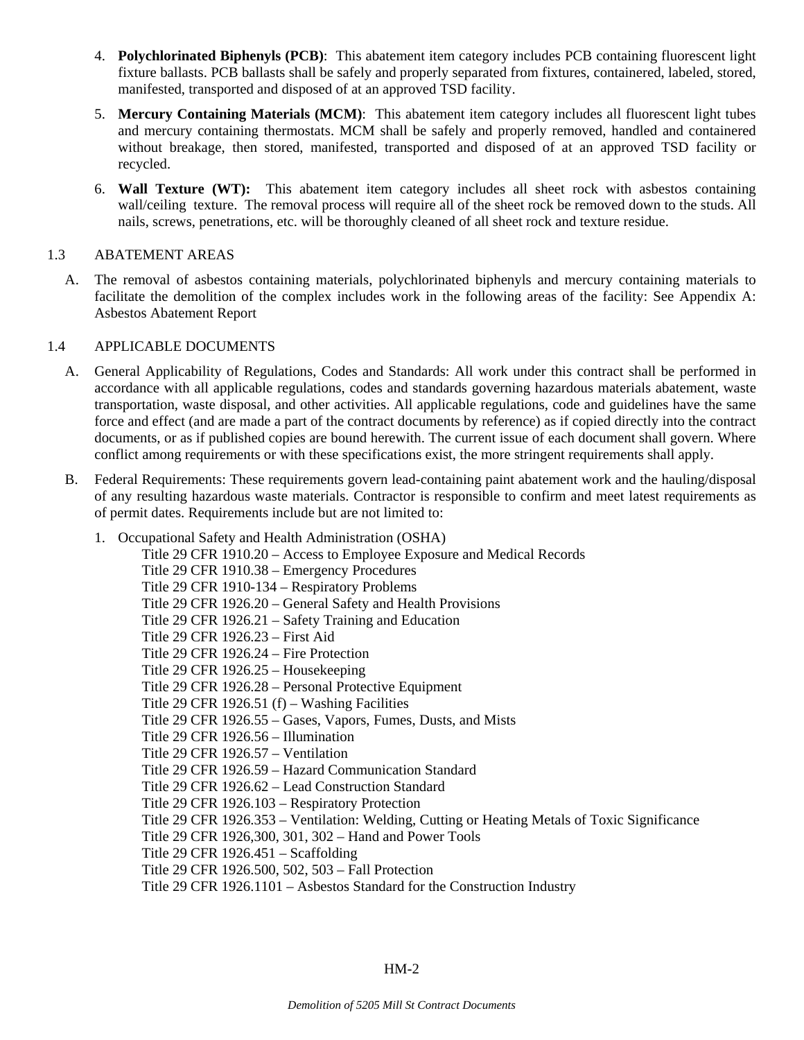4. **Polychlorinated Biphenyls (PCB)**: This abatement item category includes PCB containing fluorescent light fixture ballasts. PCB ballasts shall be safely and properly separated from fixtures, containered, labeled, stored, manifested, transported and disposed of at an approved TSD facility.

5. **Mercury Containing Materials (MCM)**: This abatement item category includes all fluorescent light tubes and mercury containing thermostats. MCM shall be safely and properly removed, handled and containered without breakage, then stored, manifested, transported and disposed of at an approved TSD facility or recycled.

6. **Wall Texture (WT):** This abatement item category includes all sheet rock with asbestos containing wall/ceiling texture. The removal process will require all of the sheet rock be removed down to the studs. All nails, screws, penetrations, etc. will be thoroughly cleaned of all sheet rock and texture residue.

## 1.3 ABATEMENT AREAS

A. The removal of asbestos containing materials, polychlorinated biphenyls and mercury containing materials to facilitate the demolition of the complex includes work in the following areas of the facility: See Appendix A: Asbestos Abatement Report

## 1.4 APPLICABLE DOCUMENTS

A. General Applicability of Regulations, Codes and Standards: All work under this contract shall be performed in accordance with all applicable regulations, codes and standards governing hazardous materials abatement, waste transportation, waste disposal, and other activities. All applicable regulations, code and guidelines have the same force and effect (and are made a part of the contract documents by reference) as if copied directly into the contract documents, or as if published copies are bound herewith. The current issue of each document shall govern. Where conflict among requirements or with these specifications exist, the more stringent requirements shall apply.

B. Federal Requirements: These requirements govern lead-containing paint abatement work and the hauling/disposal of any resulting hazardous waste materials. Contractor is responsible to confirm and meet latest requirements as of permit dates. Requirements include but are not limited to:

1. Occupational Safety and Health Administration (OSHA)
   - Title 29 CFR 1910.20 – Access to Employee Exposure and Medical Records
   - Title 29 CFR 1910.38 – Emergency Procedures
   - Title 29 CFR 1910-134 – Respiratory Problems
   - Title 29 CFR 1926.20 – General Safety and Health Provisions
   - Title 29 CFR 1926.21 – Safety Training and Education
   - Title 29 CFR 1926.23 – First Aid
   - Title 29 CFR 1926.24 – Fire Protection
   - Title 29 CFR 1926.25 – Housekeeping
   - Title 29 CFR 1926.28 – Personal Protective Equipment
   - Title 29 CFR 1926.51 (f) – Washing Facilities
   - Title 29 CFR 1926.55 – Gases, Vapors, Fumes, Dusts, and Mists
   - Title 29 CFR 1926.56 – Illumination
   - Title 29 CFR 1926.57 – Ventilation
   - Title 29 CFR 1926.59 – Hazard Communication Standard
   - Title 29 CFR 1926.62 – Lead Construction Standard
   - Title 29 CFR 1926.103 – Respiratory Protection
   - Title 29 CFR 1926.353 – Ventilation: Welding, Cutting or Heating Metals of Toxic Significance
   - Title 29 CFR 1926,300, 301, 302 – Hand and Power Tools
   - Title 29 CFR 1926.451 – Scaffolding
   - Title 29 CFR 1926.500, 502, 503 – Fall Protection
   - Title 29 CFR 1926.1101 – Asbestos Standard for the Construction Industry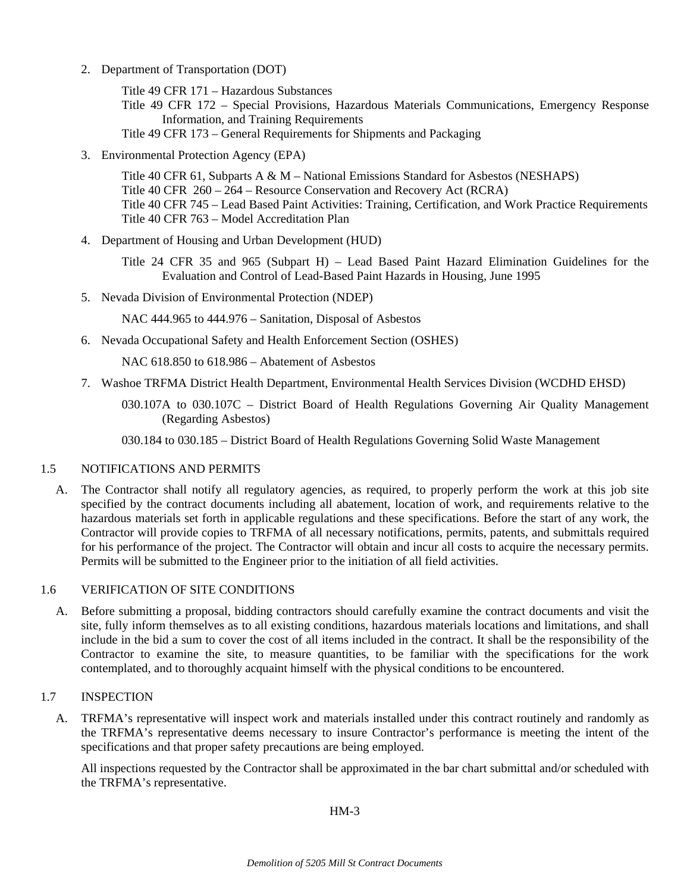2. Department of Transportation (DOT)

   Title 49 CFR 171 – Hazardous Substances
   Title 49 CFR 172 – Special Provisions, Hazardous Materials Communications, Emergency Response Information, and Training Requirements
   Title 49 CFR 173 – General Requirements for Shipments and Packaging

3. Environmental Protection Agency (EPA)

   Title 40 CFR 61, Subparts A & M – National Emissions Standard for Asbestos (NESHAPS)
   Title 40 CFR 260 – 264 – Resource Conservation and Recovery Act (RCRA)
   Title 40 CFR 745 – Lead Based Paint Activities: Training, Certification, and Work Practice Requirements
   Title 40 CFR 763 – Model Accreditation Plan

4. Department of Housing and Urban Development (HUD)

   Title 24 CFR 35 and 965 (Subpart H) – Lead Based Paint Hazard Elimination Guidelines for the Evaluation and Control of Lead-Based Paint Hazards in Housing, June 1995

5. Nevada Division of Environmental Protection (NDEP)

   NAC 444.965 to 444.976 – Sanitation, Disposal of Asbestos

6. Nevada Occupational Safety and Health Enforcement Section (OSHES)

   NAC 618.850 to 618.986 – Abatement of Asbestos

7. Washoe TRFMA District Health Department, Environmental Health Services Division (WCDHD EHSD)

   030.107A to 030.107C – District Board of Health Regulations Governing Air Quality Management (Regarding Asbestos)

   030.184 to 030.185 – District Board of Health Regulations Governing Solid Waste Management

## 1.5 NOTIFICATIONS AND PERMITS

A. The Contractor shall notify all regulatory agencies, as required, to properly perform the work at this job site specified by the contract documents including all abatement, location of work, and requirements relative to the hazardous materials set forth in applicable regulations and these specifications. Before the start of any work, the Contractor will provide copies to TRFMA of all necessary notifications, permits, patents, and submittals required for his performance of the project. The Contractor will obtain and incur all costs to acquire the necessary permits. Permits will be submitted to the Engineer prior to the initiation of all field activities.

## 1.6 VERIFICATION OF SITE CONDITIONS

A. Before submitting a proposal, bidding contractors should carefully examine the contract documents and visit the site, fully inform themselves as to all existing conditions, hazardous materials locations and limitations, and shall include in the bid a sum to cover the cost of all items included in the contract. It shall be the responsibility of the Contractor to examine the site, to measure quantities, to be familiar with the specifications for the work contemplated, and to thoroughly acquaint himself with the physical conditions to be encountered.

## 1.7 INSPECTION

A. TRFMA's representative will inspect work and materials installed under this contract routinely and randomly as the TRFMA's representative deems necessary to insure Contractor's performance is meeting the intent of the specifications and that proper safety precautions are being employed.

   All inspections requested by the Contractor shall be approximated in the bar chart submittal and/or scheduled with the TRFMA's representative.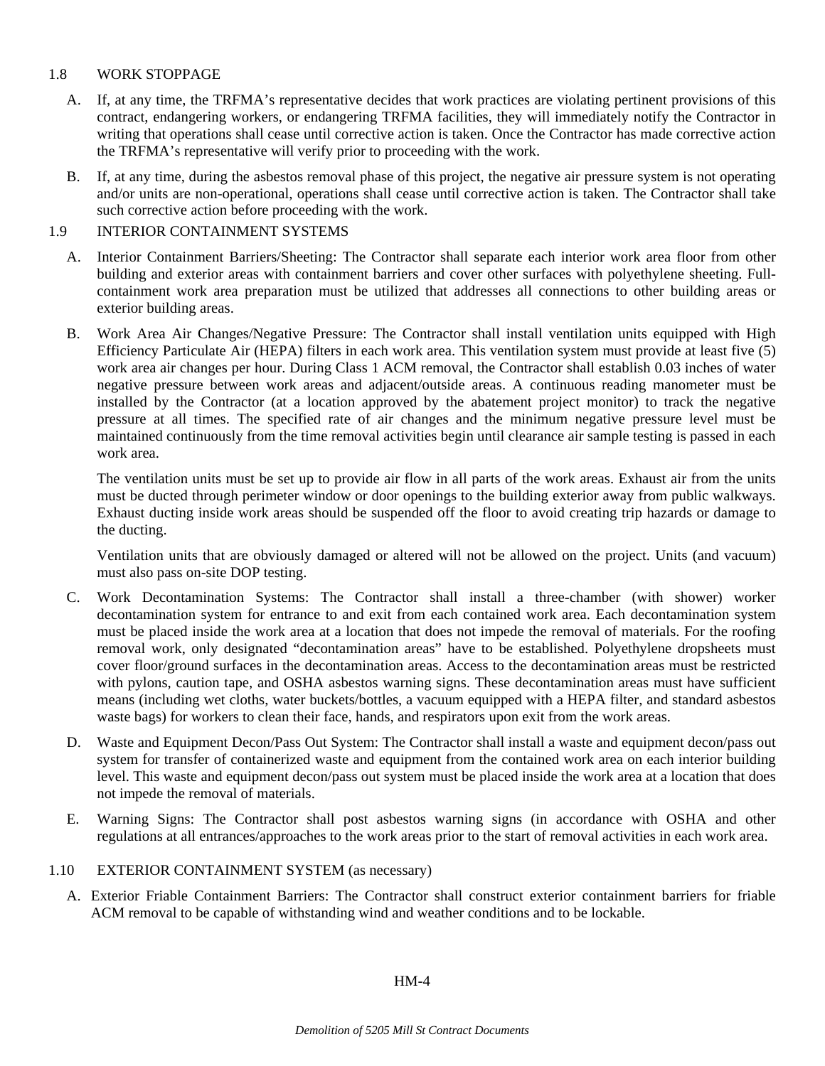## 1.8 WORK STOPPAGE

A. If, at any time, the TRFMA's representative decides that work practices are violating pertinent provisions of this contract, endangering workers, or endangering TRFMA facilities, they will immediately notify the Contractor in writing that operations shall cease until corrective action is taken. Once the Contractor has made corrective action the TRFMA's representative will verify prior to proceeding with the work.

B. If, at any time, during the asbestos removal phase of this project, the negative air pressure system is not operating and/or units are non-operational, operations shall cease until corrective action is taken. The Contractor shall take such corrective action before proceeding with the work.

## 1.9 INTERIOR CONTAINMENT SYSTEMS

A. Interior Containment Barriers/Sheeting: The Contractor shall separate each interior work area floor from other building and exterior areas with containment barriers and cover other surfaces with polyethylene sheeting. Full-containment work area preparation must be utilized that addresses all connections to other building areas or exterior building areas.

B. Work Area Air Changes/Negative Pressure: The Contractor shall install ventilation units equipped with High Efficiency Particulate Air (HEPA) filters in each work area. This ventilation system must provide at least five (5) work area air changes per hour. During Class 1 ACM removal, the Contractor shall establish 0.03 inches of water negative pressure between work areas and adjacent/outside areas. A continuous reading manometer must be installed by the Contractor (at a location approved by the abatement project monitor) to track the negative pressure at all times. The specified rate of air changes and the minimum negative pressure level must be maintained continuously from the time removal activities begin until clearance air sample testing is passed in each work area.

The ventilation units must be set up to provide air flow in all parts of the work areas. Exhaust air from the units must be ducted through perimeter window or door openings to the building exterior away from public walkways. Exhaust ducting inside work areas should be suspended off the floor to avoid creating trip hazards or damage to the ducting.

Ventilation units that are obviously damaged or altered will not be allowed on the project. Units (and vacuum) must also pass on-site DOP testing.

C. Work Decontamination Systems: The Contractor shall install a three-chamber (with shower) worker decontamination system for entrance to and exit from each contained work area. Each decontamination system must be placed inside the work area at a location that does not impede the removal of materials. For the roofing removal work, only designated "decontamination areas" have to be established. Polyethylene dropsheets must cover floor/ground surfaces in the decontamination areas. Access to the decontamination areas must be restricted with pylons, caution tape, and OSHA asbestos warning signs. These decontamination areas must have sufficient means (including wet cloths, water buckets/bottles, a vacuum equipped with a HEPA filter, and standard asbestos waste bags) for workers to clean their face, hands, and respirators upon exit from the work areas.

D. Waste and Equipment Decon/Pass Out System: The Contractor shall install a waste and equipment decon/pass out system for transfer of containerized waste and equipment from the contained work area on each interior building level. This waste and equipment decon/pass out system must be placed inside the work area at a location that does not impede the removal of materials.

E. Warning Signs: The Contractor shall post asbestos warning signs (in accordance with OSHA and other regulations at all entrances/approaches to the work areas prior to the start of removal activities in each work area.

## 1.10 EXTERIOR CONTAINMENT SYSTEM (as necessary)

A. Exterior Friable Containment Barriers: The Contractor shall construct exterior containment barriers for friable ACM removal to be capable of withstanding wind and weather conditions and to be lockable.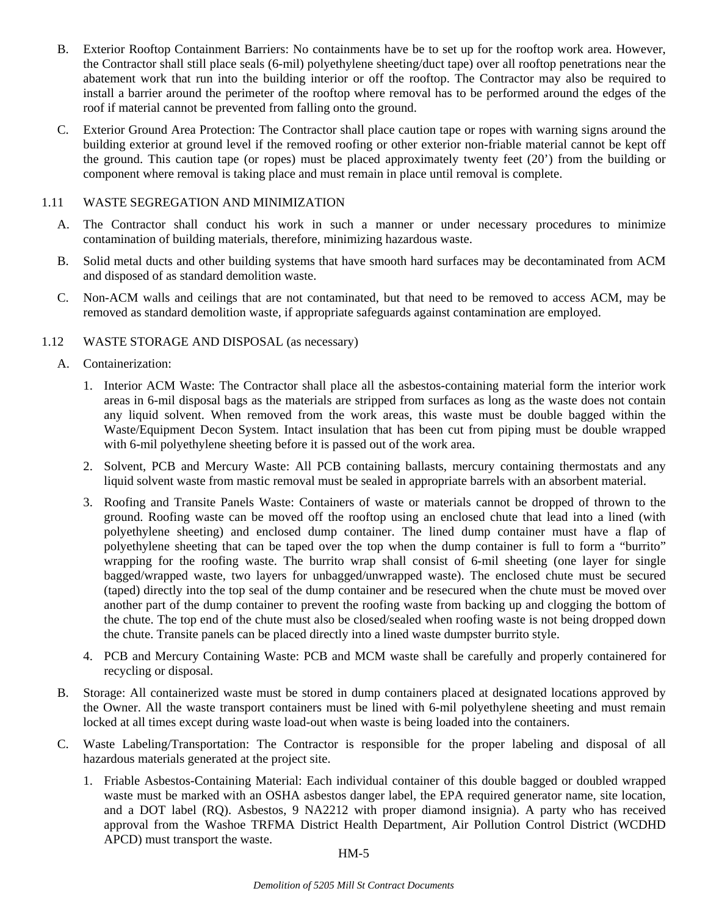B. Exterior Rooftop Containment Barriers: No containments have be to set up for the rooftop work area. However, the Contractor shall still place seals (6-mil) polyethylene sheeting/duct tape) over all rooftop penetrations near the abatement work that run into the building interior or off the rooftop. The Contractor may also be required to install a barrier around the perimeter of the rooftop where removal has to be performed around the edges of the roof if material cannot be prevented from falling onto the ground.

C. Exterior Ground Area Protection: The Contractor shall place caution tape or ropes with warning signs around the building exterior at ground level if the removed roofing or other exterior non-friable material cannot be kept off the ground. This caution tape (or ropes) must be placed approximately twenty feet (20') from the building or component where removal is taking place and must remain in place until removal is complete.

## 1.11 WASTE SEGREGATION AND MINIMIZATION

A. The Contractor shall conduct his work in such a manner or under necessary procedures to minimize contamination of building materials, therefore, minimizing hazardous waste.

B. Solid metal ducts and other building systems that have smooth hard surfaces may be decontaminated from ACM and disposed of as standard demolition waste.

C. Non-ACM walls and ceilings that are not contaminated, but that need to be removed to access ACM, may be removed as standard demolition waste, if appropriate safeguards against contamination are employed.

## 1.12 WASTE STORAGE AND DISPOSAL (as necessary)

A. Containerization:

1. Interior ACM Waste: The Contractor shall place all the asbestos-containing material form the interior work areas in 6-mil disposal bags as the materials are stripped from surfaces as long as the waste does not contain any liquid solvent. When removed from the work areas, this waste must be double bagged within the Waste/Equipment Decon System. Intact insulation that has been cut from piping must be double wrapped with 6-mil polyethylene sheeting before it is passed out of the work area.

2. Solvent, PCB and Mercury Waste: All PCB containing ballasts, mercury containing thermostats and any liquid solvent waste from mastic removal must be sealed in appropriate barrels with an absorbent material.

3. Roofing and Transite Panels Waste: Containers of waste or materials cannot be dropped of thrown to the ground. Roofing waste can be moved off the rooftop using an enclosed chute that lead into a lined (with polyethylene sheeting) and enclosed dump container. The lined dump container must have a flap of polyethylene sheeting that can be taped over the top when the dump container is full to form a "burrito" wrapping for the roofing waste. The burrito wrap shall consist of 6-mil sheeting (one layer for single bagged/wrapped waste, two layers for unbagged/unwrapped waste). The enclosed chute must be secured (taped) directly into the top seal of the dump container and be resecured when the chute must be moved over another part of the dump container to prevent the roofing waste from backing up and clogging the bottom of the chute. The top end of the chute must also be closed/sealed when roofing waste is not being dropped down the chute. Transite panels can be placed directly into a lined waste dumpster burrito style.

4. PCB and Mercury Containing Waste: PCB and MCM waste shall be carefully and properly containered for recycling or disposal.

B. Storage: All containerized waste must be stored in dump containers placed at designated locations approved by the Owner. All the waste transport containers must be lined with 6-mil polyethylene sheeting and must remain locked at all times except during waste load-out when waste is being loaded into the containers.

C. Waste Labeling/Transportation: The Contractor is responsible for the proper labeling and disposal of all hazardous materials generated at the project site.

1. Friable Asbestos-Containing Material: Each individual container of this double bagged or doubled wrapped waste must be marked with an OSHA asbestos danger label, the EPA required generator name, site location, and a DOT label (RQ). Asbestos, 9 NA2212 with proper diamond insignia). A party who has received approval from the Washoe TRFMA District Health Department, Air Pollution Control District (WCDHD APCD) must transport the waste.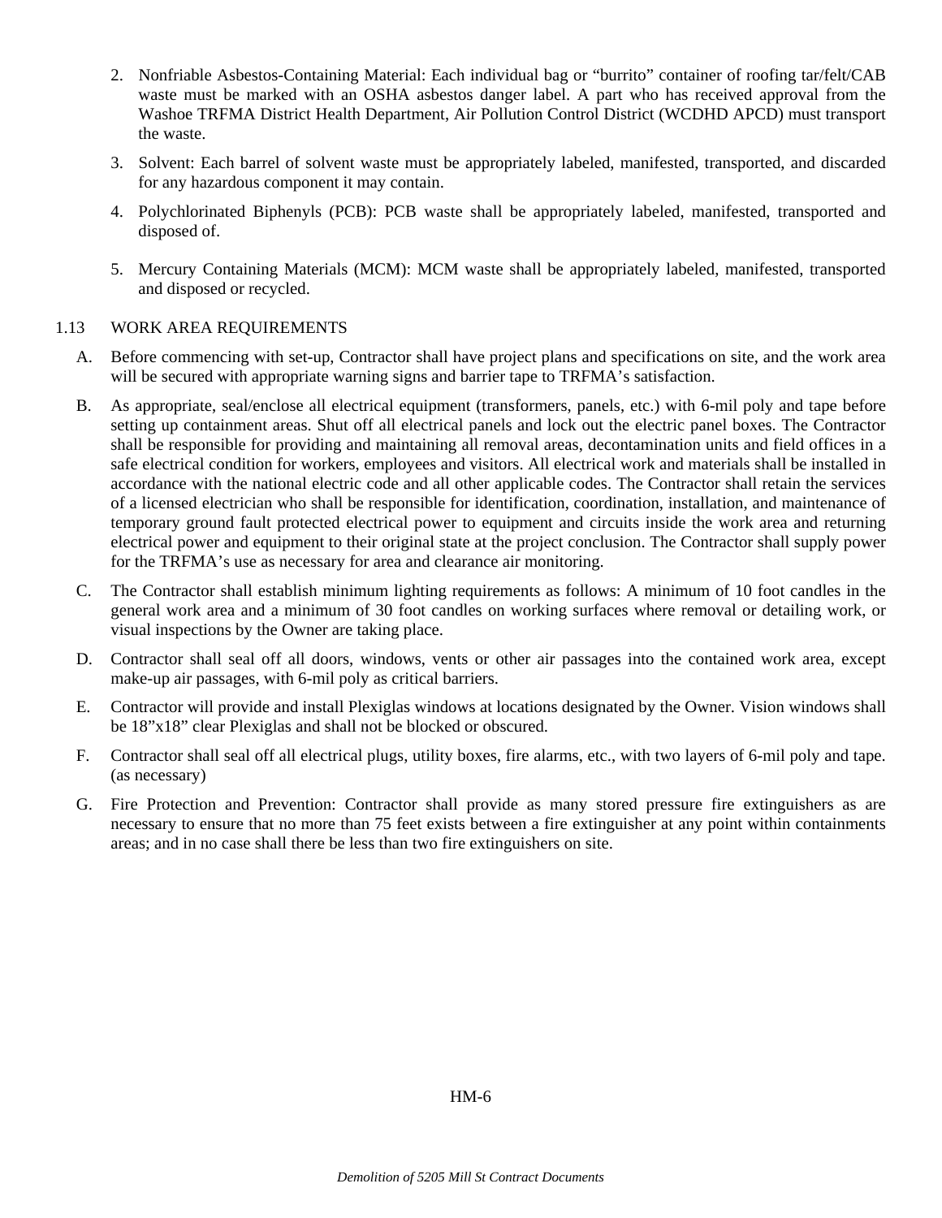2. Nonfriable Asbestos-Containing Material: Each individual bag or "burrito" container of roofing tar/felt/CAB waste must be marked with an OSHA asbestos danger label. A part who has received approval from the Washoe TRFMA District Health Department, Air Pollution Control District (WCDHD APCD) must transport the waste.

3. Solvent: Each barrel of solvent waste must be appropriately labeled, manifested, transported, and discarded for any hazardous component it may contain.

4. Polychlorinated Biphenyls (PCB): PCB waste shall be appropriately labeled, manifested, transported and disposed of.

5. Mercury Containing Materials (MCM): MCM waste shall be appropriately labeled, manifested, transported and disposed or recycled.

1.13 WORK AREA REQUIREMENTS

A. Before commencing with set-up, Contractor shall have project plans and specifications on site, and the work area will be secured with appropriate warning signs and barrier tape to TRFMA's satisfaction.

B. As appropriate, seal/enclose all electrical equipment (transformers, panels, etc.) with 6-mil poly and tape before setting up containment areas. Shut off all electrical panels and lock out the electric panel boxes. The Contractor shall be responsible for providing and maintaining all removal areas, decontamination units and field offices in a safe electrical condition for workers, employees and visitors. All electrical work and materials shall be installed in accordance with the national electric code and all other applicable codes. The Contractor shall retain the services of a licensed electrician who shall be responsible for identification, coordination, installation, and maintenance of temporary ground fault protected electrical power to equipment and circuits inside the work area and returning electrical power and equipment to their original state at the project conclusion. The Contractor shall supply power for the TRFMA's use as necessary for area and clearance air monitoring.

C. The Contractor shall establish minimum lighting requirements as follows: A minimum of 10 foot candles in the general work area and a minimum of 30 foot candles on working surfaces where removal or detailing work, or visual inspections by the Owner are taking place.

D. Contractor shall seal off all doors, windows, vents or other air passages into the contained work area, except make-up air passages, with 6-mil poly as critical barriers.

E. Contractor will provide and install Plexiglas windows at locations designated by the Owner. Vision windows shall be 18"x18" clear Plexiglas and shall not be blocked or obscured.

F. Contractor shall seal off all electrical plugs, utility boxes, fire alarms, etc., with two layers of 6-mil poly and tape. (as necessary)

G. Fire Protection and Prevention: Contractor shall provide as many stored pressure fire extinguishers as are necessary to ensure that no more than 75 feet exists between a fire extinguisher at any point within containments areas; and in no case shall there be less than two fire extinguishers on site.